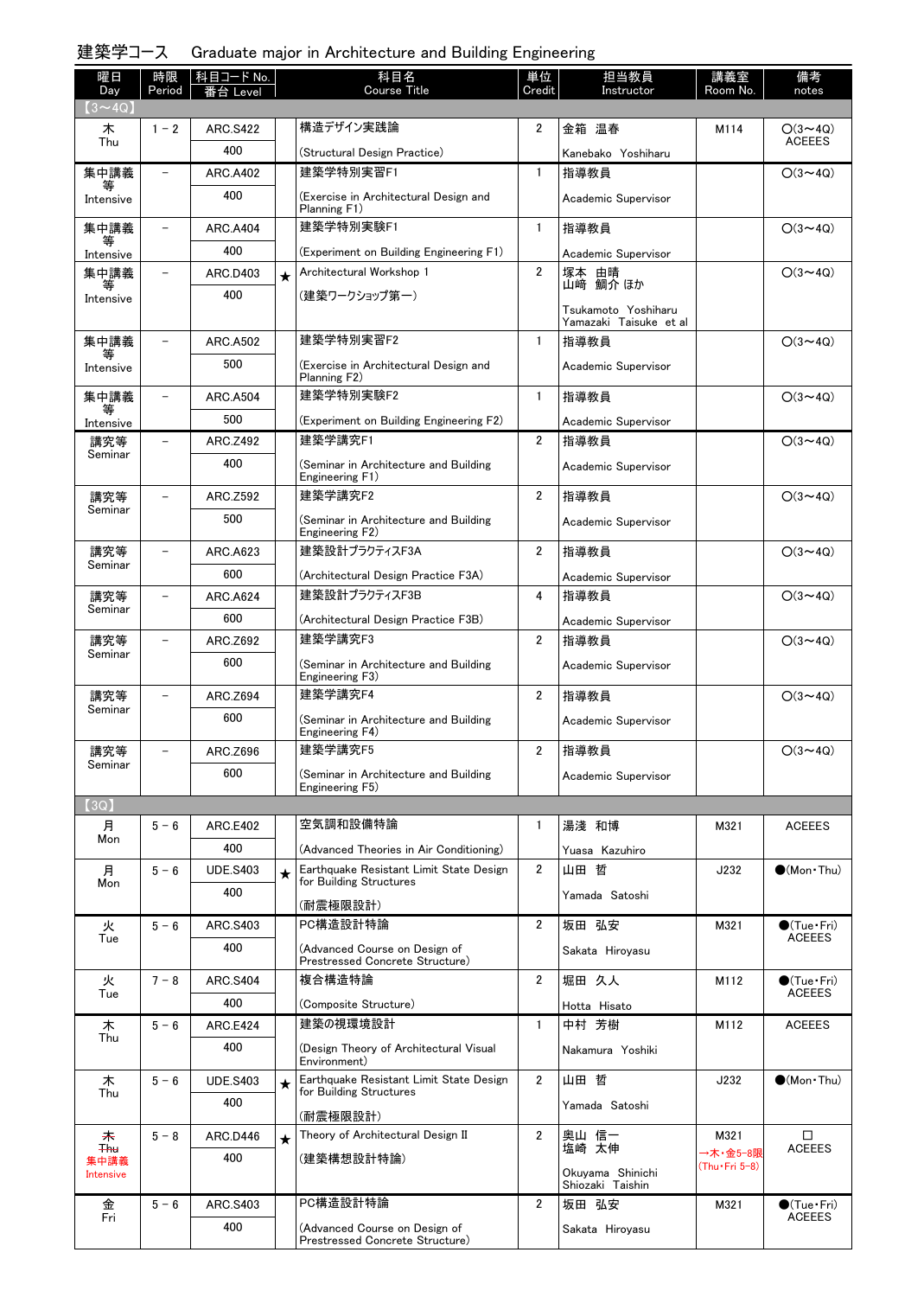## 建築学コース　Graduate major in Architecture and Building Engineering

| 曜日 Day | 時限 Period | 科目コード No. 番台 Level | | 科目名 Course Title | 単位 Credit | 担当教員 Instructor | 講義室 Room No. | 備考 notes |
|---|---|---|---|---|---|---|---|---|
| 【3～4Q】 | | | | | | | | |
| 木 Thu | 1 － 2 | ARC.S422 400 | | 構造デザイン特論 (Structural Design Practice) | 2 | 金箱 温春 Kanebako Yoshiharu | M114 | ○(3～4Q) ACEEES |
| 集中講義等 Intensive | － | ARC.A402 400 | | 建築学特別実習F1 (Exercise in Architectural Design and Planning F1) | 1 | 指導教員 Academic Supervisor | | ○(3～4Q) |
| 集中講義等 Intensive | － | ARC.A404 400 | | 建築学特別実験F1 (Experiment on Building Engineering F1) | 1 | 指導教員 Academic Supervisor | | ○(3～4Q) |
| 集中講義等 Intensive | － | ARC.D403 400 | ★ | Architectural Workshop 1 (建築ワークショップ第一) | 2 | 塚本 由晴 山﨑 鯛介 ほか Tsukamoto Yoshiharu Yamazaki Taisuke et al | | ○(3～4Q) |
| 集中講義等 Intensive | － | ARC.A502 500 | | 建築学特別実習F2 (Exercise in Architectural Design and Planning F2) | 1 | 指導教員 Academic Supervisor | | ○(3～4Q) |
| 集中講義等 Intensive | － | ARC.A504 500 | | 建築学特別実験F2 (Experiment on Building Engineering F2) | 1 | 指導教員 Academic Supervisor | | ○(3～4Q) |
| 講究等 Seminar | － | ARC.Z492 400 | | 建築学講究F1 (Seminar in Architecture and Building Engineering F1) | 2 | 指導教員 Academic Supervisor | | ○(3～4Q) |
| 講究等 Seminar | － | ARC.Z592 500 | | 建築学講究F2 (Seminar in Architecture and Building Engineering F2) | 2 | 指導教員 Academic Supervisor | | ○(3～4Q) |
| 講究等 Seminar | － | ARC.A623 600 | | 建築設計プラクティスF3A (Architectural Design Practice F3A) | 2 | 指導教員 Academic Supervisor | | ○(3～4Q) |
| 講究等 Seminar | － | ARC.A624 600 | | 建築設計プラクティスF3B (Architectural Design Practice F3B) | 4 | 指導教員 Academic Supervisor | | ○(3～4Q) |
| 講究等 Seminar | － | ARC.Z692 600 | | 建築学講究F3 (Seminar in Architecture and Building Engineering F3) | 2 | 指導教員 Academic Supervisor | | ○(3～4Q) |
| 講究等 Seminar | － | ARC.Z694 600 | | 建築学講究F4 (Seminar in Architecture and Building Engineering F4) | 2 | 指導教員 Academic Supervisor | | ○(3～4Q) |
| 講究等 Seminar | － | ARC.Z696 600 | | 建築学講究F5 (Seminar in Architecture and Building Engineering F5) | 2 | 指導教員 Academic Supervisor | | ○(3～4Q) |
| 【3Q】 | | | | | | | | |
| 月 Mon | 5 － 6 | ARC.E402 400 | | 空気調和設備特論 (Advanced Theories in Air Conditioning) | 1 | 湯淺 和博 Yuasa Kazuhiro | M321 | ACEEES |
| 月 Mon | 5 － 6 | UDE.S403 400 | ★ | Earthquake Resistant Limit State Design for Building Structures (耐震極限設計) | 2 | 山田 哲 Yamada Satoshi | J232 | ●(Mon・Thu) |
| 火 Tue | 5 － 6 | ARC.S403 400 | | PC構造設計特論 (Advanced Course on Design of Prestressed Concrete Structure) | 2 | 坂田 弘安 Sakata Hiroyasu | M321 | ●(Tue・Fri) ACEEES |
| 火 Tue | 7 － 8 | ARC.S404 400 | | 複合構造特論 (Composite Structure) | 2 | 堀田 久人 Hotta Hisato | M112 | ●(Tue・Fri) ACEEES |
| 木 Thu | 5 － 6 | ARC.E424 400 | | 建築の視環境設計 (Design Theory of Architectural Visual Environment) | 1 | 中村 芳樹 Nakamura Yoshiki | M112 | ACEEES |
| 木 Thu | 5 － 6 | UDE.S403 400 | ★ | Earthquake Resistant Limit State Design for Building Structures (耐震極限設計) | 2 | 山田 哲 Yamada Satoshi | J232 | ●(Mon・Thu) |
| ~~木 Thu~~ 集中講義 Intensive | 5 － 8 | ARC.D446 400 | ★ | Theory of Architectural Design II (建築構想設計特論) | 2 | 奥山 信一 塩崎 太伸 Okuyama Shinichi Shiozaki Taishin | M321 →木・金5-8限 (Thu・Fri 5-8) | □ ACEEES |
| 金 Fri | 5 － 6 | ARC.S403 400 | | PC構造設計特論 (Advanced Course on Design of Prestressed Concrete Structure) | 2 | 坂田 弘安 Sakata Hiroyasu | M321 | ●(Tue・Fri) ACEEES |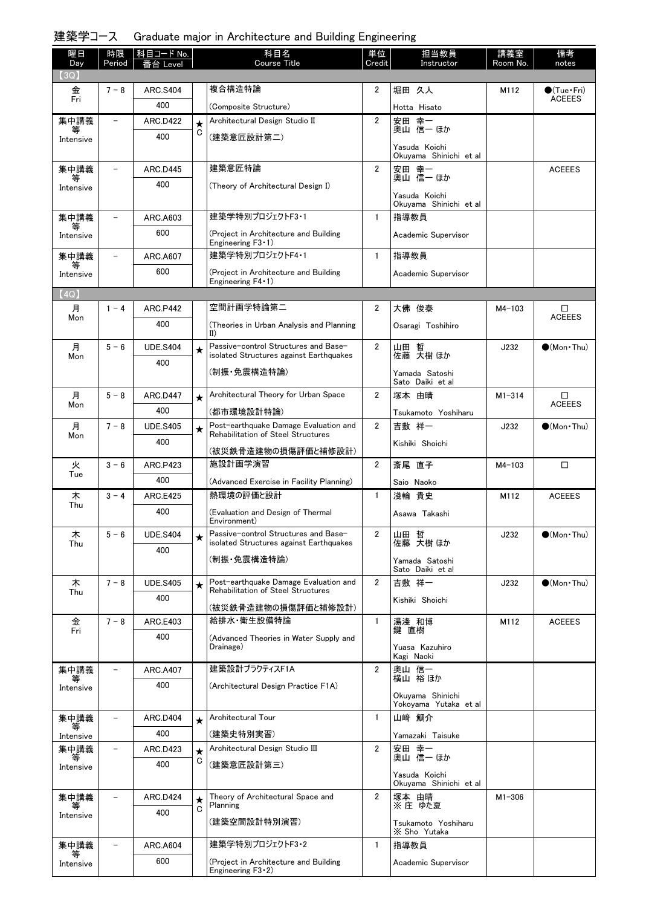建築学コース　Graduate major in Architecture and Building Engineering

| 曜日 Day | 時限 Period | 科目コード No. 番台 Level | | 科目名 Course Title | 単位 Credit | 担当教員 Instructor | 講義室 Room No. | 備考 notes |
|---|---|---|---|---|---|---|---|---|
| 【3Q】 | | | | | | | | |
| 金 Fri | 7－8 | ARC.S404 400 | | 複合構造特論 (Composite Structure) | 2 | 堀田 久人 Hotta Hisato | M112 | ●(Tue・Fri) ACEEES |
| 集中講義等 Intensive | － | ARC.D422 400 | ★ C | Architectural Design Studio II (建築意匠設計第二) | 2 | 安田 幸一 奥山 信一 ほか Yasuda Koichi Okuyama Shinichi et al | | |
| 集中講義等 Intensive | － | ARC.D445 400 | | 建築意匠特論 (Theory of Architectural Design I) | 2 | 安田 幸一 奥山 信一 ほか Yasuda Koichi Okuyama Shinichi et al | | ACEEES |
| 集中講義等 Intensive | － | ARC.A603 600 | | 建築学特別プロジェクトF3・1 (Project in Architecture and Building Engineering F3・1) | 1 | 指導教員 Academic Supervisor | | |
| 集中講義等 Intensive | － | ARC.A607 600 | | 建築学特別プロジェクトF4・1 (Project in Architecture and Building Engineering F4・1) | 1 | 指導教員 Academic Supervisor | | |
| 【4Q】 | | | | | | | | |
| 月 Mon | 1－4 | ARC.P442 400 | | 空間計画学特論第二 (Theories in Urban Analysis and Planning II) | 2 | 大佛 俊泰 Osaragi Toshihiro | M4-103 | □ ACEEES |
| 月 Mon | 5－6 | UDE.S404 400 | ★ | Passive-control Structures and Base-isolated Structures against Earthquakes (制振・免震構造特論) | 2 | 山田 哲 佐藤 大樹 ほか Yamada Satoshi Sato Daiki et al | J232 | ●(Mon・Thu) |
| 月 Mon | 5－8 | ARC.D447 400 | ★ | Architectural Theory for Urban Space (都市環境設計特論) | 2 | 塚本 由晴 Tsukamoto Yoshiharu | M1-314 | □ ACEEES |
| 月 Mon | 7－8 | UDE.S405 400 | ★ | Post-earthquake Damage Evaluation and Rehabilitation of Steel Structures (被災鉄骨造建物の損傷評価と補修設計) | 2 | 吉敷 祥一 Kishiki Shoichi | J232 | ●(Mon・Thu) |
| 火 Tue | 3－6 | ARC.P423 400 | | 施設計画学演習 (Advanced Exercise in Facility Planning) | 2 | 斎尾 直子 Saio Naoko | M4-103 | □ |
| 木 Thu | 3－4 | ARC.E425 400 | | 熱環境の評価と設計 (Evaluation and Design of Thermal Environment) | 1 | 淺輪 貴史 Asawa Takashi | M112 | ACEEES |
| 木 Thu | 5－6 | UDE.S404 400 | ★ | Passive-control Structures and Base-isolated Structures against Earthquakes (制振・免震構造特論) | 2 | 山田 哲 佐藤 大樹 ほか Yamada Satoshi Sato Daiki et al | J232 | ●(Mon・Thu) |
| 木 Thu | 7－8 | UDE.S405 400 | ★ | Post-earthquake Damage Evaluation and Rehabilitation of Steel Structures (被災鉄骨造建物の損傷評価と補修設計) | 2 | 吉敷 祥一 Kishiki Shoichi | J232 | ●(Mon・Thu) |
| 金 Fri | 7－8 | ARC.E403 400 | | 給排水・衛生設備特論 (Advanced Theories in Water Supply and Drainage) | 1 | 湯淺 和博 鍵 直樹 Yuasa Kazuhiro Kagi Naoki | M112 | ACEEES |
| 集中講義等 Intensive | － | ARC.A407 400 | | 建築設計プラクティスF1A (Architectural Design Practice F1A) | 2 | 奥山 信一 横山 裕 ほか Okuyama Shinichi Yokoyama Yutaka et al | | |
| 集中講義等 Intensive | － | ARC.D404 400 | ★ | Architectural Tour (建築史特別実習) | 1 | 山崎 鯛介 Yamazaki Taisuke | | |
| 集中講義等 Intensive | － | ARC.D423 400 | ★ C | Architectural Design Studio III (建築意匠設計第三) | 2 | 安田 幸一 奥山 信一 ほか Yasuda Koichi Okuyama Shinichi et al | | |
| 集中講義等 Intensive | － | ARC.D424 400 | ★ C | Theory of Architectural Space and Planning (建築空間設計特別演習) | 2 | 塚本 由晴 ※ 庄 ゆた夏 Tsukamoto Yoshiharu ※ Sho Yutaka | M1-306 | |
| 集中講義等 Intensive | － | ARC.A604 600 | | 建築学特別プロジェクトF3・2 (Project in Architecture and Building Engineering F3・2) | 1 | 指導教員 Academic Supervisor | | |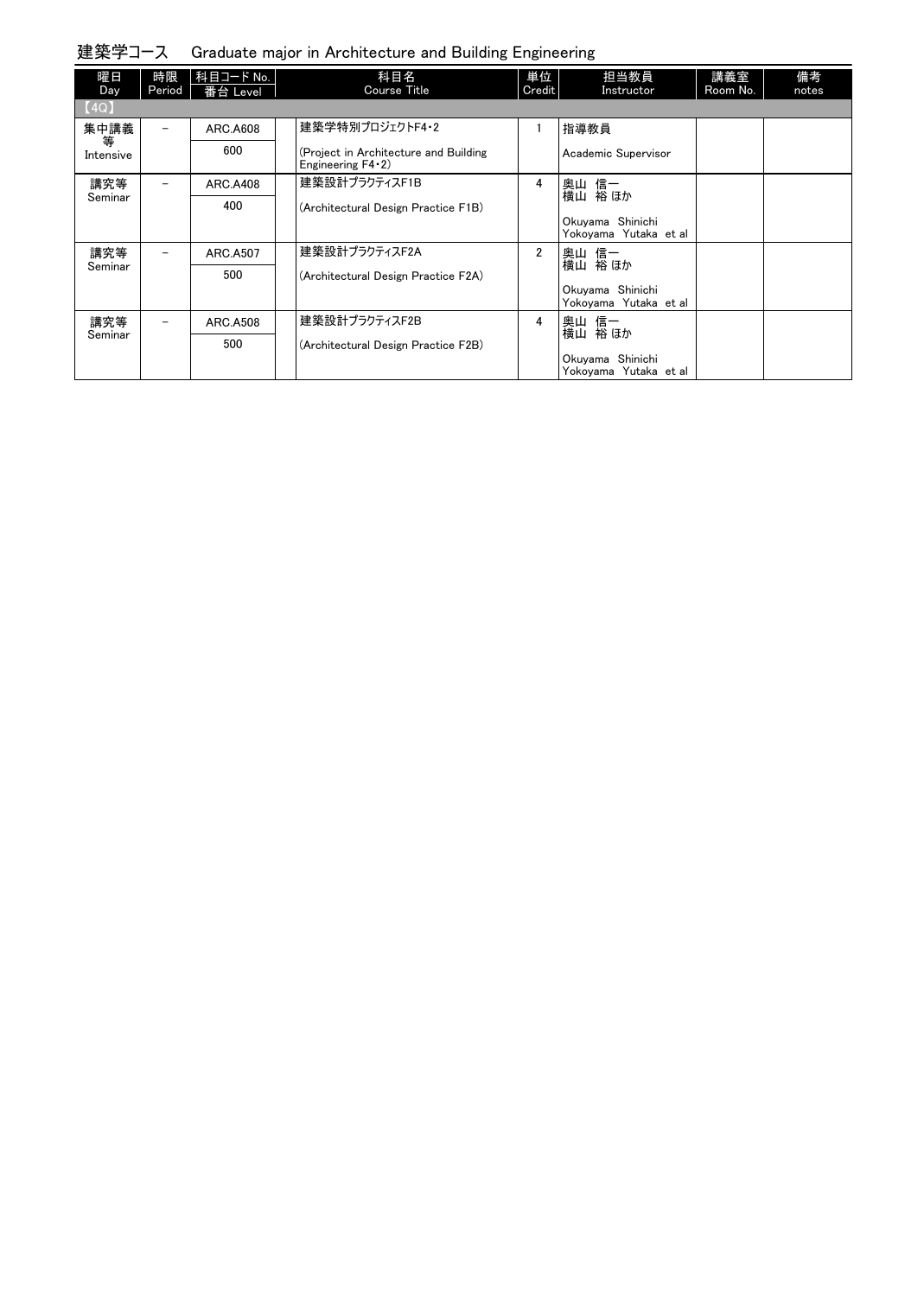## 建築学コース　Graduate major in Architecture and Building Engineering

| 曜日 Day | 時限 Period | 科目コード No. 番台 Level | 科目名 Course Title | 単位 Credit | 担当教員 Instructor | 講義室 Room No. | 備考 notes |
|---|---|---|---|---|---|---|---|
| 【4Q】 | | | | | | | |
| 集中講義等 Intensive | － | ARC.A608<br>600 | 建築学特別プロジェクトF4･2<br>(Project in Architecture and Building Engineering F4･2) | 1 | 指導教員<br>Academic Supervisor | | |
| 講究等 Seminar | － | ARC.A408<br>400 | 建築設計プラクティスF1B<br>(Architectural Design Practice F1B) | 4 | 奥山 信一<br>横山 裕 ほか<br>Okuyama Shinichi<br>Yokoyama Yutaka et al | | |
| 講究等 Seminar | － | ARC.A507<br>500 | 建築設計プラクティスF2A<br>(Architectural Design Practice F2A) | 2 | 奥山 信一<br>横山 裕 ほか<br>Okuyama Shinichi<br>Yokoyama Yutaka et al | | |
| 講究等 Seminar | － | ARC.A508<br>500 | 建築設計プラクティスF2B<br>(Architectural Design Practice F2B) | 4 | 奥山 信一<br>横山 裕 ほか<br>Okuyama Shinichi<br>Yokoyama Yutaka et al | | |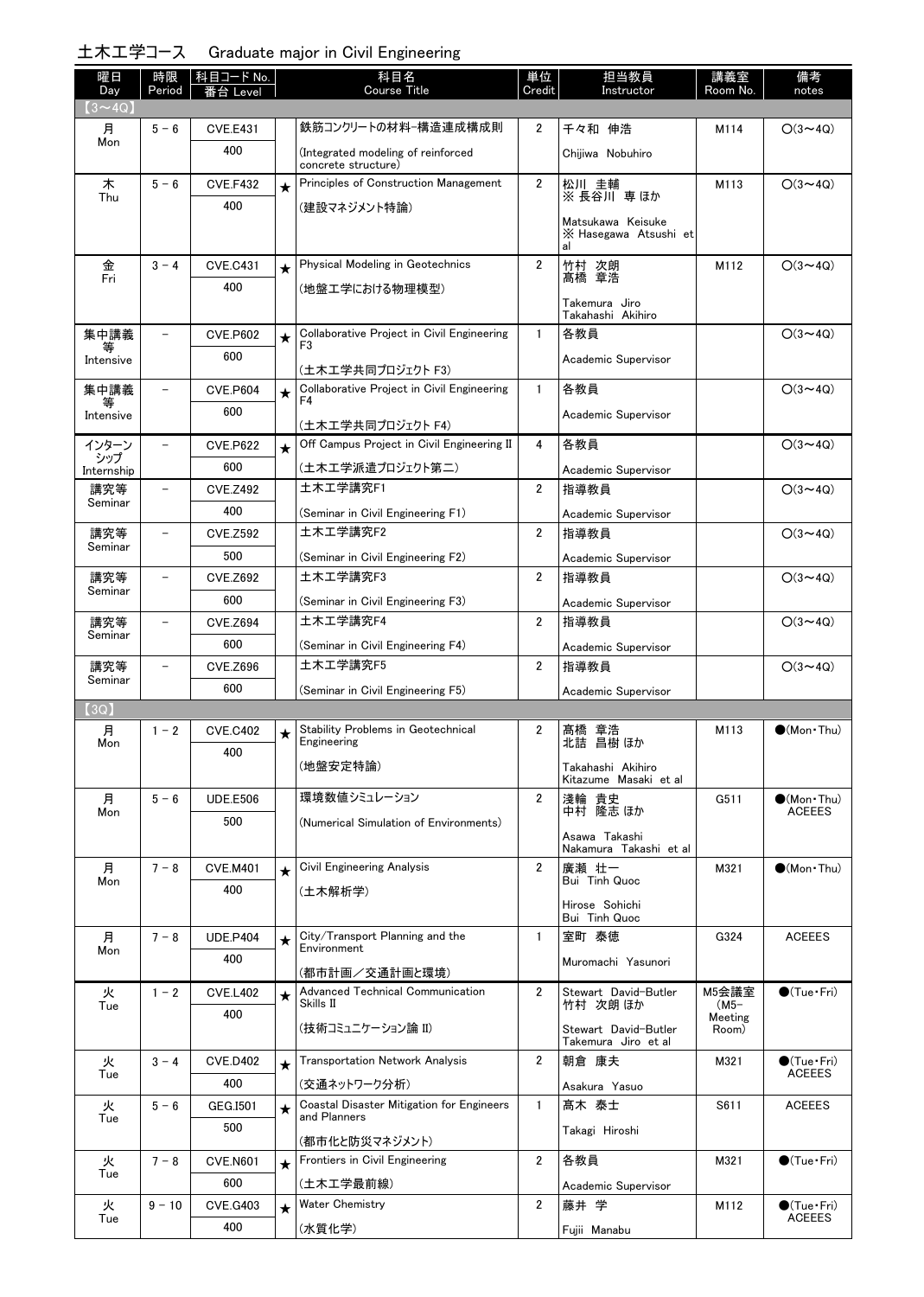## 土木工学コース　Graduate major in Civil Engineering

| 曜日 Day | 時限 Period | 科目コード No. 番台 Level | | 科目名 Course Title | 単位 Credit | 担当教員 Instructor | 講義室 Room No. | 備考 notes |
|---|---|---|---|---|---|---|---|---|
| 【3～4Q】 | | | | | | | | |
| 月 Mon | 5－6 | CVE.E431 400 | | 鉄筋コンクリートの材料-構造連成構成則 (Integrated modeling of reinforced concrete structure) | 2 | 千々和 伸浩 Chijiwa Nobuhiro | M114 | ○(3～4Q) |
| 木 Thu | 5－6 | CVE.F432 400 | ★ | Principles of Construction Management (建設マネジメント特論) | 2 | 松川 圭輔 ※ 長谷川 専 ほか Matsukawa Keisuke ※ Hasegawa Atsushi et al | M113 | ○(3～4Q) |
| 金 Fri | 3－4 | CVE.C431 400 | ★ | Physical Modeling in Geotechnics (地盤工学における物理模型) | 2 | 竹村 次朗 髙橋 章浩 Takemura Jiro Takahashi Akihiro | M112 | ○(3～4Q) |
| 集中講義等 Intensive | － | CVE.P602 600 | ★ | Collaborative Project in Civil Engineering F3 (土木工学共同プロジェクト F3) | 1 | 各教員 Academic Supervisor | | ○(3～4Q) |
| 集中講義等 Intensive | － | CVE.P604 600 | ★ | Collaborative Project in Civil Engineering F4 (土木工学共同プロジェクト F4) | 1 | 各教員 Academic Supervisor | | ○(3～4Q) |
| インターンシップ Internship | － | CVE.P622 600 | ★ | Off Campus Project in Civil Engineering II (土木工学派遣プロジェクト第二) | 4 | 各教員 Academic Supervisor | | ○(3～4Q) |
| 講究等 Seminar | － | CVE.Z492 400 | | 土木工学講究F1 (Seminar in Civil Engineering F1) | 2 | 指導教員 Academic Supervisor | | ○(3～4Q) |
| 講究等 Seminar | － | CVE.Z592 500 | | 土木工学講究F2 (Seminar in Civil Engineering F2) | 2 | 指導教員 Academic Supervisor | | ○(3～4Q) |
| 講究等 Seminar | － | CVE.Z692 600 | | 土木工学講究F3 (Seminar in Civil Engineering F3) | 2 | 指導教員 Academic Supervisor | | ○(3～4Q) |
| 講究等 Seminar | － | CVE.Z694 600 | | 土木工学講究F4 (Seminar in Civil Engineering F4) | 2 | 指導教員 Academic Supervisor | | ○(3～4Q) |
| 講究等 Seminar | － | CVE.Z696 600 | | 土木工学講究F5 (Seminar in Civil Engineering F5) | 2 | 指導教員 Academic Supervisor | | ○(3～4Q) |
| 【3Q】 | | | | | | | | |
| 月 Mon | 1－2 | CVE.C402 400 | ★ | Stability Problems in Geotechnical Engineering (地盤安定特論) | 2 | 髙橋 章浩 北詰 昌樹 ほか Takahashi Akihiro Kitazume Masaki et al | M113 | ●(Mon・Thu) |
| 月 Mon | 5－6 | UDE.E506 500 | | 環境数値シミュレーション (Numerical Simulation of Environments) | 2 | 淺輪 貴史 中村 隆志 ほか Asawa Takashi Nakamura Takashi et al | G511 | ●(Mon・Thu) ACEEES |
| 月 Mon | 7－8 | CVE.M401 400 | ★ | Civil Engineering Analysis (土木解析学) | 2 | 廣瀬 壮一 Bui Tinh Quoc Hirose Sohichi Bui Tinh Quoc | M321 | ●(Mon・Thu) |
| 月 Mon | 7－8 | UDE.P404 400 | ★ | City/Transport Planning and the Environment (都市計画／交通計画と環境) | 1 | 室町 泰徳 Muromachi Yasunori | G324 | ACEEES |
| 火 Tue | 1－2 | CVE.L402 400 | ★ | Advanced Technical Communication Skills II (技術コミュニケーション論 II) | 2 | Stewart David-Butler 竹村 次朗 ほか Stewart David-Butler Takemura Jiro et al | M5会議室 (M5-Meeting Room) | ●(Tue・Fri) |
| 火 Tue | 3－4 | CVE.D402 400 | ★ | Transportation Network Analysis (交通ネットワーク分析) | 2 | 朝倉 康夫 Asakura Yasuo | M321 | ●(Tue・Fri) ACEEES |
| 火 Tue | 5－6 | GEG.I501 500 | ★ | Coastal Disaster Mitigation for Engineers and Planners (都市化と防災マネジメント) | 1 | 髙木 泰士 Takagi Hiroshi | S611 | ACEEES |
| 火 Tue | 7－8 | CVE.N601 600 | ★ | Frontiers in Civil Engineering (土木工学最前線) | 2 | 各教員 Academic Supervisor | M321 | ●(Tue・Fri) |
| 火 Tue | 9－10 | CVE.G403 400 | ★ | Water Chemistry (水質化学) | 2 | 藤井 学 Fujii Manabu | M112 | ●(Tue・Fri) ACEEES |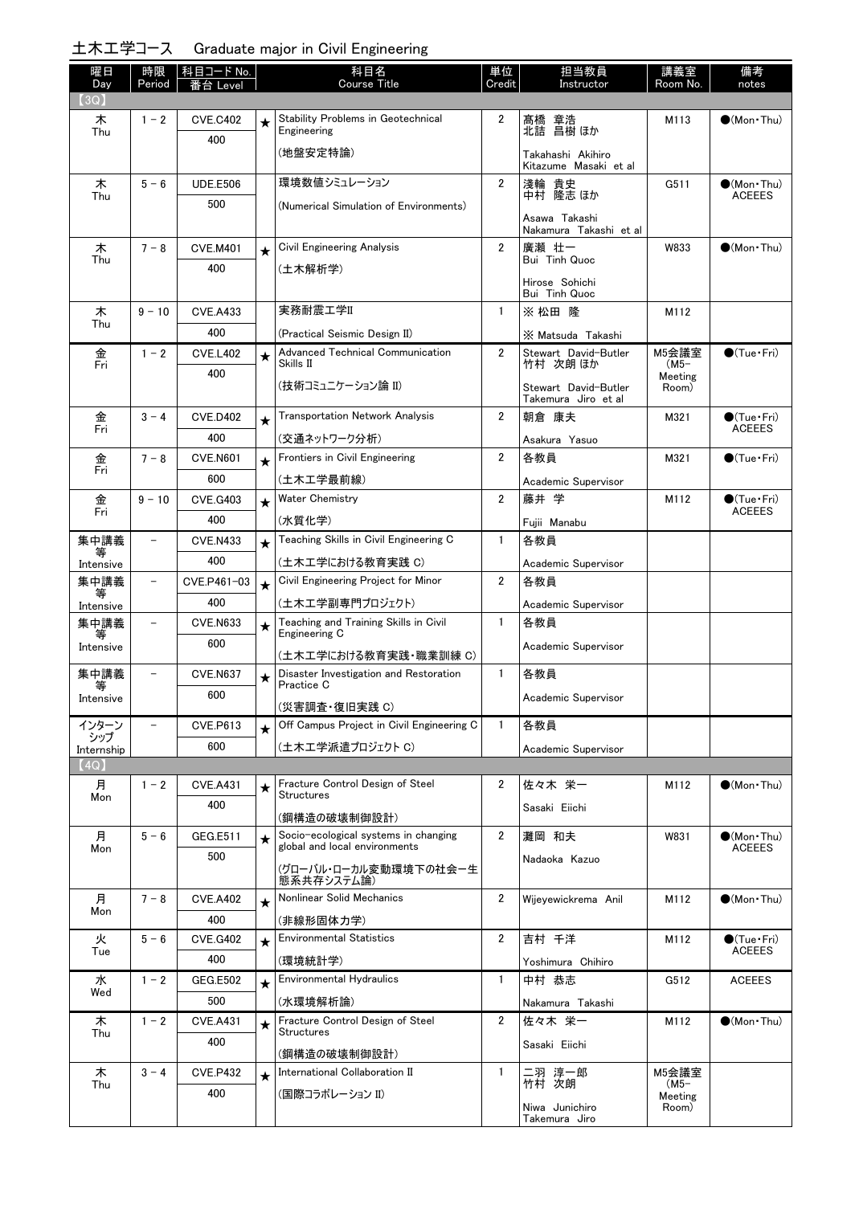## 土木工学コース　Graduate major in Civil Engineering

| 曜日 Day | 時限 Period | 科目コード No. 番台 Level | | 科目名 Course Title | 単位 Credit | 担当教員 Instructor | 講義室 Room No. | 備考 notes |
|---|---|---|---|---|---|---|---|---|
| 【3Q】 | | | | | | | | |
| 木 Thu | 1 - 2 | CVE.C402 400 | ★ | Stability Problems in Geotechnical Engineering (地盤安定特論) | 2 | 髙橋 章浩 北詰 昌樹 ほか Takahashi Akihiro Kitazume Masaki et al | M113 | ●(Mon・Thu) |
| 木 Thu | 5 - 6 | UDE.E506 500 | | 環境数値シミュレーション (Numerical Simulation of Environments) | 2 | 淺輪 貴史 中村 隆志 ほか Asawa Takashi Nakamura Takashi et al | G511 | ●(Mon・Thu) ACEEES |
| 木 Thu | 7 - 8 | CVE.M401 400 | ★ | Civil Engineering Analysis (土木解析学) | 2 | 廣瀬 壮一 Bui Tinh Quoc Hirose Sohichi Bui Tinh Quoc | W833 | ●(Mon・Thu) |
| 木 Thu | 9 - 10 | CVE.A433 400 | | 実務耐震工学II (Practical Seismic Design II) | 1 | ※ 松田 隆 ※ Matsuda Takashi | M112 | |
| 金 Fri | 1 - 2 | CVE.L402 400 | ★ | Advanced Technical Communication Skills II (技術コミュニケーション論 II) | 2 | Stewart David-Butler 竹村 次朗 ほか Stewart David-Butler Takemura Jiro et al | M5会議室 (M5-Meeting Room) | ●(Tue・Fri) |
| 金 Fri | 3 - 4 | CVE.D402 400 | ★ | Transportation Network Analysis (交通ネットワーク分析) | 2 | 朝倉 康夫 Asakura Yasuo | M321 | ●(Tue・Fri) ACEEES |
| 金 Fri | 7 - 8 | CVE.N601 600 | ★ | Frontiers in Civil Engineering (土木工学最前線) | 2 | 各教員 Academic Supervisor | M321 | ●(Tue・Fri) |
| 金 Fri | 9 - 10 | CVE.G403 400 | ★ | Water Chemistry (水質化学) | 2 | 藤井 学 Fujii Manabu | M112 | ●(Tue・Fri) ACEEES |
| 集中講義等 Intensive | − | CVE.N433 400 | ★ | Teaching Skills in Civil Engineering C (土木工学における教育実践 C) | 1 | 各教員 Academic Supervisor | | |
| 集中講義等 Intensive | − | CVE.P461-03 400 | ★ | Civil Engineering Project for Minor (土木工学副専門プロジェクト) | 2 | 各教員 Academic Supervisor | | |
| 集中講義等 Intensive | − | CVE.N633 600 | ★ | Teaching and Training Skills in Civil Engineering C (土木工学における教育実践・職業訓練 C) | 1 | 各教員 Academic Supervisor | | |
| 集中講義等 Intensive | − | CVE.N637 600 | ★ | Disaster Investigation and Restoration Practice C (災害調査・復旧実践 C) | 1 | 各教員 Academic Supervisor | | |
| インターンシップ Internship | − | CVE.P613 600 | ★ | Off Campus Project in Civil Engineering C (土木工学派遣プロジェクト C) | 1 | 各教員 Academic Supervisor | | |
| 【4Q】 | | | | | | | | |
| 月 Mon | 1 - 2 | CVE.A431 400 | ★ | Fracture Control Design of Steel Structures (鋼構造の破壊制御設計) | 2 | 佐々木 栄一 Sasaki Eiichi | M112 | ●(Mon・Thu) |
| 月 Mon | 5 - 6 | GEG.E511 500 | ★ | Socio-ecological systems in changing global and local environments (グローバル・ローカル変動環境下の社会ー生態系共存システム論) | 2 | 灘岡 和夫 Nadaoka Kazuo | W831 | ●(Mon・Thu) ACEEES |
| 月 Mon | 7 - 8 | CVE.A402 400 | ★ | Nonlinear Solid Mechanics (非線形固体力学) | 2 | Wijeyewickrema Anil | M112 | ●(Mon・Thu) |
| 火 Tue | 5 - 6 | CVE.G402 400 | ★ | Environmental Statistics (環境統計学) | 2 | 吉村 千洋 Yoshimura Chihiro | M112 | ●(Tue・Fri) ACEEES |
| 水 Wed | 1 - 2 | GEG.E502 500 | ★ | Environmental Hydraulics (水環境解析論) | 1 | 中村 恭志 Nakamura Takashi | G512 | ACEEES |
| 木 Thu | 1 - 2 | CVE.A431 400 | ★ | Fracture Control Design of Steel Structures (鋼構造の破壊制御設計) | 2 | 佐々木 栄一 Sasaki Eiichi | M112 | ●(Mon・Thu) |
| 木 Thu | 3 - 4 | CVE.P432 400 | ★ | International Collaboration II (国際コラボレーション II) | 1 | 二羽 淳一郎 竹村 次朗 Niwa Junichiro Takemura Jiro | M5会議室 (M5-Meeting Room) | |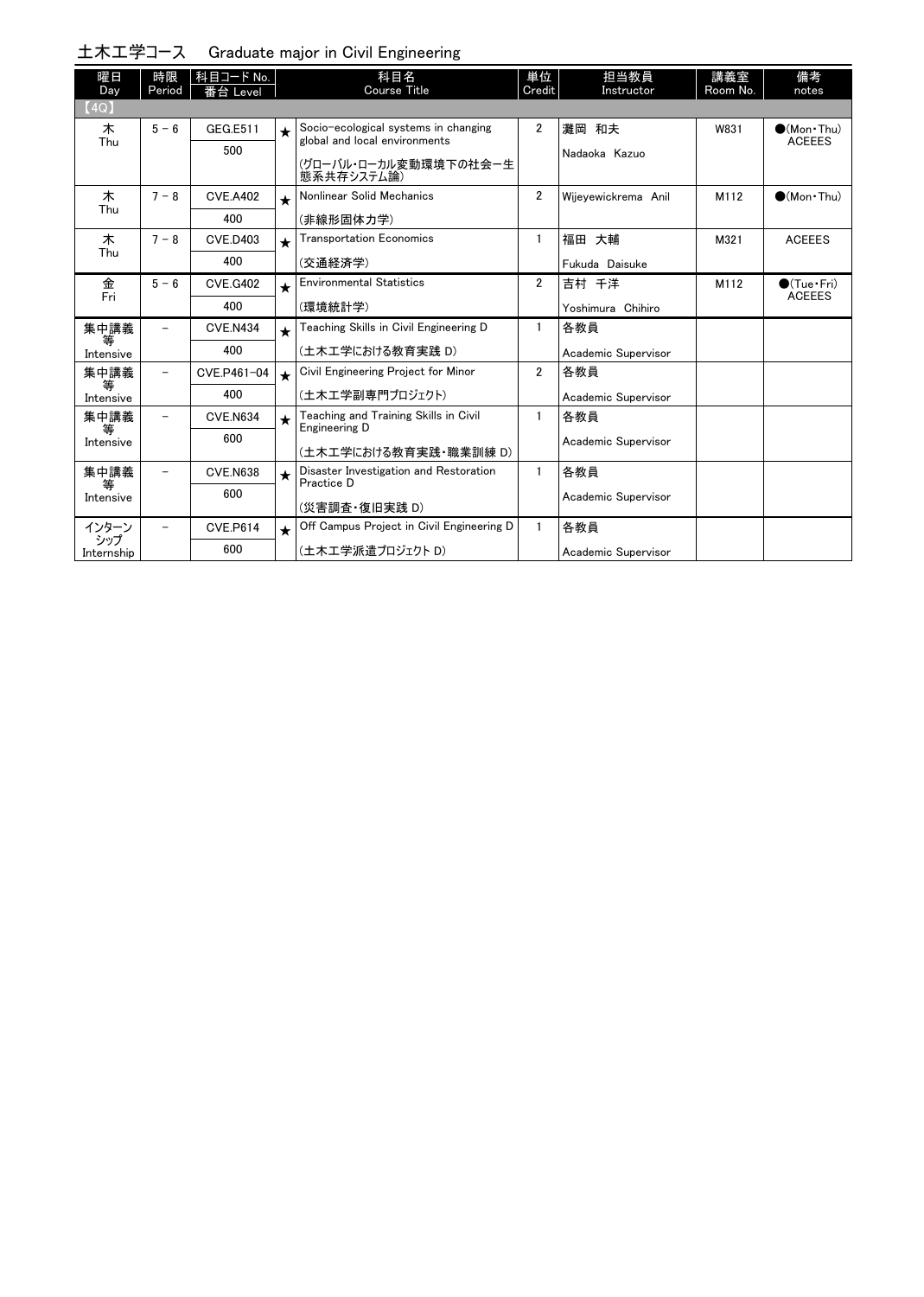## 土木工学コース　Graduate major in Civil Engineering

| 曜日 Day | 時限 Period | 科目コード No. 番台 Level | | 科目名 Course Title | 単位 Credit | 担当教員 Instructor | 講義室 Room No. | 備考 notes |
|---|---|---|---|---|---|---|---|---|
| 【4Q】 | | | | | | | | |
| 木 Thu | 5－6 | GEG.E511 500 | ★ | Socio-ecological systems in changing global and local environments (グローバル・ローカル変動環境下の社会ー生態系共存システム論) | 2 | 灘岡 和夫 Nadaoka Kazuo | W831 | ●(Mon・Thu) ACEEES |
| 木 Thu | 7－8 | CVE.A402 400 | ★ | Nonlinear Solid Mechanics (非線形固体力学) | 2 | Wijeyewickrema Anil | M112 | ●(Mon・Thu) |
| 木 Thu | 7－8 | CVE.D403 400 | ★ | Transportation Economics (交通経済学) | 1 | 福田 大輔 Fukuda Daisuke | M321 | ACEEES |
| 金 Fri | 5－6 | CVE.G402 400 | ★ | Environmental Statistics (環境統計学) | 2 | 吉村 千洋 Yoshimura Chihiro | M112 | ●(Tue・Fri) ACEEES |
| 集中講義等 Intensive | － | CVE.N434 400 | ★ | Teaching Skills in Civil Engineering D (土木工学における教育実践 D) | 1 | 各教員 Academic Supervisor | | |
| 集中講義等 Intensive | － | CVE.P461-04 400 | ★ | Civil Engineering Project for Minor (土木工学副専門プロジェクト) | 2 | 各教員 Academic Supervisor | | |
| 集中講義等 Intensive | － | CVE.N634 600 | ★ | Teaching and Training Skills in Civil Engineering D (土木工学における教育実践・職業訓練 D) | 1 | 各教員 Academic Supervisor | | |
| 集中講義等 Intensive | － | CVE.N638 600 | ★ | Disaster Investigation and Restoration Practice D (災害調査・復旧実践 D) | 1 | 各教員 Academic Supervisor | | |
| インターンシップ Internship | － | CVE.P614 600 | ★ | Off Campus Project in Civil Engineering D (土木工学派遣プロジェクト D) | 1 | 各教員 Academic Supervisor | | |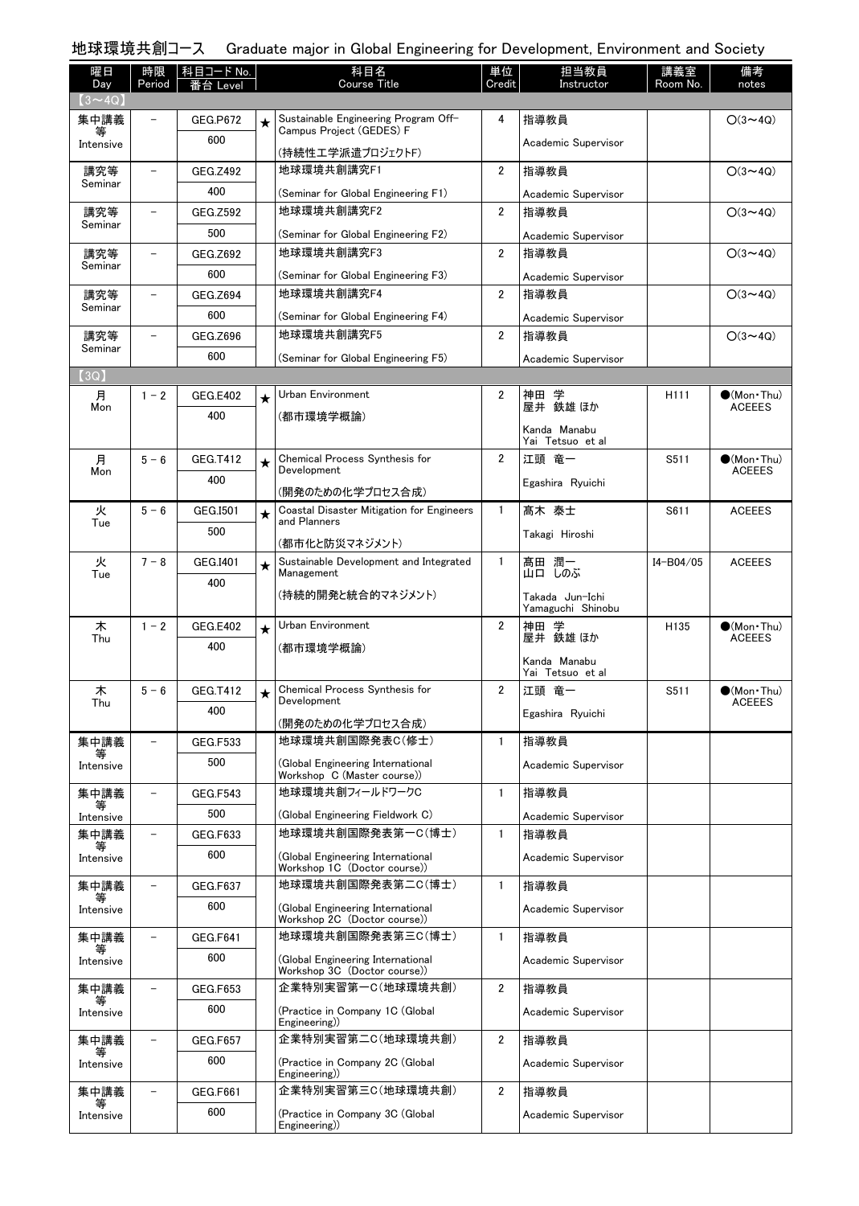## 地球環境共創コース　Graduate major in Global Engineering for Development, Environment and Society

| 曜日 Day | 時限 Period | 科目コード No. 番台 Level | | 科目名 Course Title | 単位 Credit | 担当教員 Instructor | 講義室 Room No. | 備考 notes |
|---|---|---|---|---|---|---|---|---|
| 【3～4Q】 | | | | | | | | |
| 集中講義等 Intensive | － | GEG.P672 600 | ★ | Sustainable Engineering Program Off-Campus Project (GEDES) F (持続性工学派遣プロジェクトF) | 4 | 指導教員 Academic Supervisor | | ○(3～4Q) |
| 講究等 Seminar | － | GEG.Z492 400 | | 地球環境共創講究F1 (Seminar for Global Engineering F1) | 2 | 指導教員 Academic Supervisor | | ○(3～4Q) |
| 講究等 Seminar | － | GEG.Z592 500 | | 地球環境共創講究F2 (Seminar for Global Engineering F2) | 2 | 指導教員 Academic Supervisor | | ○(3～4Q) |
| 講究等 Seminar | － | GEG.Z692 600 | | 地球環境共創講究F3 (Seminar for Global Engineering F3) | 2 | 指導教員 Academic Supervisor | | ○(3～4Q) |
| 講究等 Seminar | － | GEG.Z694 600 | | 地球環境共創講究F4 (Seminar for Global Engineering F4) | 2 | 指導教員 Academic Supervisor | | ○(3～4Q) |
| 講究等 Seminar | － | GEG.Z696 600 | | 地球環境共創講究F5 (Seminar for Global Engineering F5) | 2 | 指導教員 Academic Supervisor | | ○(3～4Q) |
| 【3Q】 | | | | | | | | |
| 月 Mon | 1 - 2 | GEG.E402 400 | ★ | Urban Environment (都市環境学概論) | 2 | 神田 学 屋井 鉄雄 ほか Kanda Manabu Yai Tetsuo et al | H111 | ●(Mon・Thu) ACEEES |
| 月 Mon | 5 - 6 | GEG.T412 400 | ★ | Chemical Process Synthesis for Development (開発のための化学プロセス合成) | 2 | 江頭 竜一 Egashira Ryuichi | S511 | ●(Mon・Thu) ACEEES |
| 火 Tue | 5 - 6 | GEG.I501 500 | ★ | Coastal Disaster Mitigation for Engineers and Planners (都市化と防災マネジメント) | 1 | 髙木 泰士 Takagi Hiroshi | S611 | ACEEES |
| 火 Tue | 7 - 8 | GEG.I401 400 | ★ | Sustainable Development and Integrated Management (持続的開発と統合的マネジメント) | 1 | 髙田 潤一 山口 しのぶ Takada Jun-Ichi Yamaguchi Shinobu | I4-B04/05 | ACEEES |
| 木 Thu | 1 - 2 | GEG.E402 400 | ★ | Urban Environment (都市環境学概論) | 2 | 神田 学 屋井 鉄雄 ほか Kanda Manabu Yai Tetsuo et al | H135 | ●(Mon・Thu) ACEEES |
| 木 Thu | 5 - 6 | GEG.T412 400 | ★ | Chemical Process Synthesis for Development (開発のための化学プロセス合成) | 2 | 江頭 竜一 Egashira Ryuichi | S511 | ●(Mon・Thu) ACEEES |
| 集中講義等 Intensive | － | GEG.F533 500 | | 地球環境共創国際発表C(修士) (Global Engineering International Workshop C (Master course)) | 1 | 指導教員 Academic Supervisor | | |
| 集中講義等 Intensive | － | GEG.F543 500 | | 地球環境共創フィールドワークC (Global Engineering Fieldwork C) | 1 | 指導教員 Academic Supervisor | | |
| 集中講義等 Intensive | － | GEG.F633 600 | | 地球環境共創国際発表第一C(博士) (Global Engineering International Workshop 1C (Doctor course)) | 1 | 指導教員 Academic Supervisor | | |
| 集中講義等 Intensive | － | GEG.F637 600 | | 地球環境共創国際発表第二C(博士) (Global Engineering International Workshop 2C (Doctor course)) | 1 | 指導教員 Academic Supervisor | | |
| 集中講義等 Intensive | － | GEG.F641 600 | | 地球環境共創国際発表第三C(博士) (Global Engineering International Workshop 3C (Doctor course)) | 1 | 指導教員 Academic Supervisor | | |
| 集中講義等 Intensive | － | GEG.F653 600 | | 企業特別実習第一C(地球環境共創) (Practice in Company 1C (Global Engineering)) | 2 | 指導教員 Academic Supervisor | | |
| 集中講義等 Intensive | － | GEG.F657 600 | | 企業特別実習第二C(地球環境共創) (Practice in Company 2C (Global Engineering)) | 2 | 指導教員 Academic Supervisor | | |
| 集中講義等 Intensive | － | GEG.F661 600 | | 企業特別実習第三C(地球環境共創) (Practice in Company 3C (Global Engineering)) | 2 | 指導教員 Academic Supervisor | | |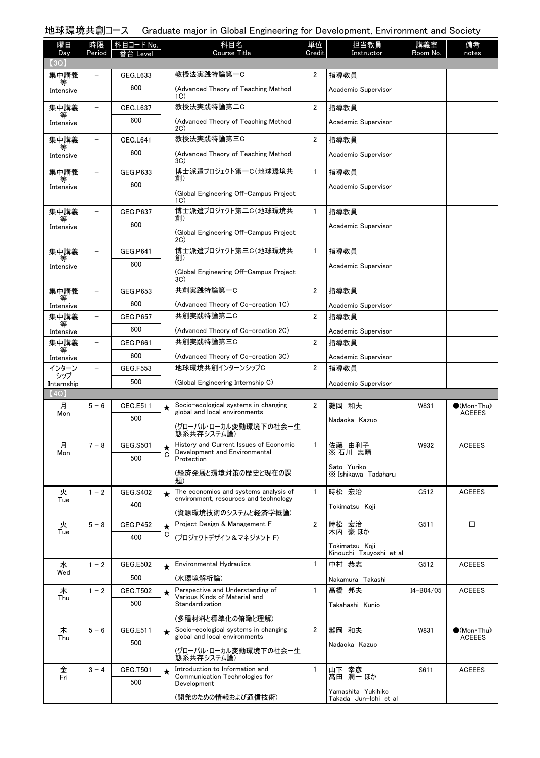地球環境共創コース　Graduate major in Global Engineering for Development, Environment and Society

| 曜日 Day | 時限 Period | 科目コード No. 番台 Level | | 科目名 Course Title | 単位 Credit | 担当教員 Instructor | 講義室 Room No. | 備考 notes |
|---|---|---|---|---|---|---|---|---|
| 【3Q】 | | | | | | | | |
| 集中講義等 Intensive | － | GEG.L633 600 | | 教授法実践特論第一C (Advanced Theory of Teaching Method 1C) | 2 | 指導教員 Academic Supervisor | | |
| 集中講義等 Intensive | － | GEG.L637 600 | | 教授法実践特論第二C (Advanced Theory of Teaching Method 2C) | 2 | 指導教員 Academic Supervisor | | |
| 集中講義等 Intensive | － | GEG.L641 600 | | 教授法実践特論第三C (Advanced Theory of Teaching Method 3C) | 2 | 指導教員 Academic Supervisor | | |
| 集中講義等 Intensive | － | GEG.P633 600 | | 博士派遣プロジェクト第一C(地球環境共創) (Global Engineering Off-Campus Project 1C) | 1 | 指導教員 Academic Supervisor | | |
| 集中講義等 Intensive | － | GEG.P637 600 | | 博士派遣プロジェクト第二C(地球環境共創) (Global Engineering Off-Campus Project 2C) | 1 | 指導教員 Academic Supervisor | | |
| 集中講義等 Intensive | － | GEG.P641 600 | | 博士派遣プロジェクト第三C(地球環境共創) (Global Engineering Off-Campus Project 3C) | 1 | 指導教員 Academic Supervisor | | |
| 集中講義等 Intensive | － | GEG.P653 600 | | 共創実践特論第一C (Advanced Theory of Co-creation 1C) | 2 | 指導教員 Academic Supervisor | | |
| 集中講義等 Intensive | － | GEG.P657 600 | | 共創実践特論第二C (Advanced Theory of Co-creation 2C) | 2 | 指導教員 Academic Supervisor | | |
| 集中講義等 Intensive | － | GEG.P661 600 | | 共創実践特論第三C (Advanced Theory of Co-creation 3C) | 2 | 指導教員 Academic Supervisor | | |
| インターンシップ Internship | － | GEG.F553 500 | | 地球環境共創インターンシップC (Global Engineering Internship C) | 2 | 指導教員 Academic Supervisor | | |
| 【4Q】 | | | | | | | | |
| 月 Mon | 5－6 | GEG.E511 500 | ★ | Socio-ecological systems in changing global and local environments (グローバル・ローカル変動環境下の社会ー生態系共存システム論) | 2 | 灘岡 和夫 Nadaoka Kazuo | W831 | ●(Mon・Thu) ACEEES |
| 月 Mon | 7－8 | GEG.S501 500 | ★ C | History and Current Issues of Economic Development and Environmental Protection (経済発展と環境対策の歴史と現在の課題) | 1 | 佐藤 由利子 ※石川 忠晴 Sato Yuriko ※ Ishikawa Tadaharu | W932 | ACEEES |
| 火 Tue | 1－2 | GEG.S402 400 | ★ | The economics and systems analysis of environment, resources and technology (資源環境技術のシステムと経済学概論) | 1 | 時松 宏治 Tokimatsu Koji | G512 | ACEEES |
| 火 Tue | 5－8 | GEG.P452 400 | ★ C | Project Design & Management F (プロジェクトデザイン＆マネジメント F) | 2 | 時松 宏治 木内 豪 ほか Tokimatsu Koji Kinouchi Tsuyoshi et al | G511 | □ |
| 水 Wed | 1－2 | GEG.E502 500 | ★ | Environmental Hydraulics (水環境解析論) | 1 | 中村 恭志 Nakamura Takashi | G512 | ACEEES |
| 木 Thu | 1－2 | GEG.T502 500 | ★ | Perspective and Understanding of Various Kinds of Material and Standardization (多種材料と標準化の俯瞰と理解) | 1 | 髙橋 邦夫 Takahashi Kunio | I4-B04/05 | ACEEES |
| 木 Thu | 5－6 | GEG.E511 500 | ★ | Socio-ecological systems in changing global and local environments (グローバル・ローカル変動環境下の社会ー生態系共存システム論) | 2 | 灘岡 和夫 Nadaoka Kazuo | W831 | ●(Mon・Thu) ACEEES |
| 金 Fri | 3－4 | GEG.T501 500 | ★ | Introduction to Information and Communication Technologies for Development (開発のための情報および通信技術) | 1 | 山下 幸彦 髙田 潤一 ほか Yamashita Yukihiko Takada Jun-Ichi et al | S611 | ACEEES |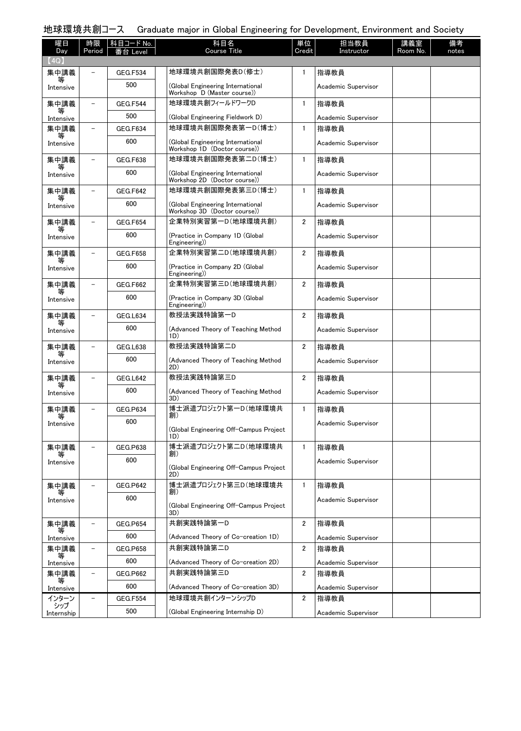# 地球環境共創コース　Graduate major in Global Engineering for Development, Environment and Society

| 曜日 Day | 時限 Period | 科目コード No. 番台 Level | 科目名 Course Title | 単位 Credit | 担当教員 Instructor | 講義室 Room No. | 備考 notes |
|---|---|---|---|---|---|---|---|
| 【4Q】 | | | | | | | |
| 集中講義等 Intensive | － | GEG.F534 500 | 地球環境共創国際発表D(修士) (Global Engineering International Workshop D (Master course)) | 1 | 指導教員 Academic Supervisor | | |
| 集中講義等 Intensive | － | GEG.F544 500 | 地球環境共創フィールドワークD (Global Engineering Fieldwork D) | 1 | 指導教員 Academic Supervisor | | |
| 集中講義等 Intensive | － | GEG.F634 600 | 地球環境共創国際発表第一D(博士) (Global Engineering International Workshop 1D (Doctor course)) | 1 | 指導教員 Academic Supervisor | | |
| 集中講義等 Intensive | － | GEG.F638 600 | 地球環境共創国際発表第二D(博士) (Global Engineering International Workshop 2D (Doctor course)) | 1 | 指導教員 Academic Supervisor | | |
| 集中講義等 Intensive | － | GEG.F642 600 | 地球環境共創国際発表第三D(博士) (Global Engineering International Workshop 3D (Doctor course)) | 1 | 指導教員 Academic Supervisor | | |
| 集中講義等 Intensive | － | GEG.F654 600 | 企業特別実習第一D(地球環境共創) (Practice in Company 1D (Global Engineering)) | 2 | 指導教員 Academic Supervisor | | |
| 集中講義等 Intensive | － | GEG.F658 600 | 企業特別実習第二D(地球環境共創) (Practice in Company 2D (Global Engineering)) | 2 | 指導教員 Academic Supervisor | | |
| 集中講義等 Intensive | － | GEG.F662 600 | 企業特別実習第三D(地球環境共創) (Practice in Company 3D (Global Engineering)) | 2 | 指導教員 Academic Supervisor | | |
| 集中講義等 Intensive | － | GEG.L634 600 | 教授法実践特論第一D (Advanced Theory of Teaching Method 1D) | 2 | 指導教員 Academic Supervisor | | |
| 集中講義等 Intensive | － | GEG.L638 600 | 教授法実践特論第二D (Advanced Theory of Teaching Method 2D) | 2 | 指導教員 Academic Supervisor | | |
| 集中講義等 Intensive | － | GEG.L642 600 | 教授法実践特論第三D (Advanced Theory of Teaching Method 3D) | 2 | 指導教員 Academic Supervisor | | |
| 集中講義等 Intensive | － | GEG.P634 600 | 博士派遣プロジェクト第一D(地球環境共創) (Global Engineering Off-Campus Project 1D) | 1 | 指導教員 Academic Supervisor | | |
| 集中講義等 Intensive | － | GEG.P638 600 | 博士派遣プロジェクト第二D(地球環境共創) (Global Engineering Off-Campus Project 2D) | 1 | 指導教員 Academic Supervisor | | |
| 集中講義等 Intensive | － | GEG.P642 600 | 博士派遣プロジェクト第三D(地球環境共創) (Global Engineering Off-Campus Project 3D) | 1 | 指導教員 Academic Supervisor | | |
| 集中講義等 Intensive | － | GEG.P654 600 | 共創実践特論第一D (Advanced Theory of Co-creation 1D) | 2 | 指導教員 Academic Supervisor | | |
| 集中講義等 Intensive | － | GEG.P658 600 | 共創実践特論第二D (Advanced Theory of Co-creation 2D) | 2 | 指導教員 Academic Supervisor | | |
| 集中講義等 Intensive | － | GEG.P662 600 | 共創実践特論第三D (Advanced Theory of Co-creation 3D) | 2 | 指導教員 Academic Supervisor | | |
| インターンシップ Internship | － | GEG.F554 500 | 地球環境共創インターンシップD (Global Engineering Internship D) | 2 | 指導教員 Academic Supervisor | | |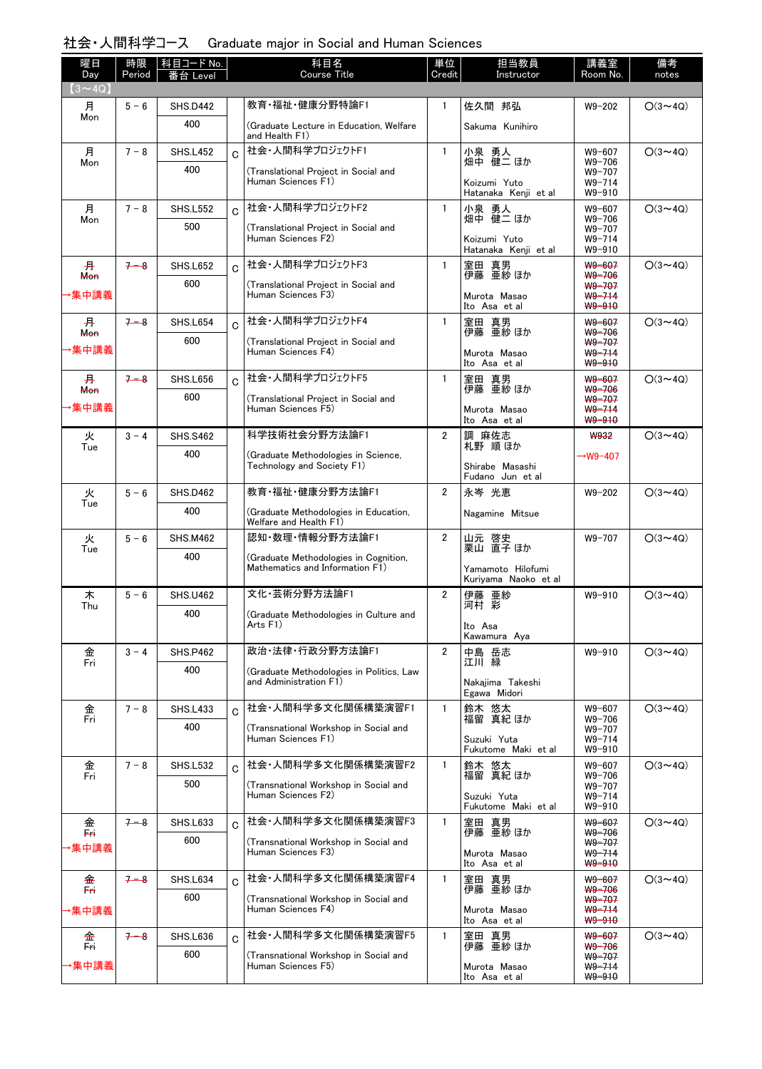## 社会・人間科学コース　Graduate major in Social and Human Sciences

| 曜日 Day | 時限 Period | 科目コード No. 番台 Level | | 科目名 Course Title | 単位 Credit | 担当教員 Instructor | 講義室 Room No. | 備考 notes |
|---|---|---|---|---|---|---|---|---|
| 【3～4Q】 | | | | | | | | |
| 月 Mon | 5－6 | SHS.D442 400 | | 教育・福祉・健康分野特論F1 (Graduate Lecture in Education, Welfare and Health F1) | 1 | 佐久間 邦弘 Sakuma Kunihiro | W9-202 | ○(3～4Q) |
| 月 Mon | 7－8 | SHS.L452 400 | C | 社会・人間科学プロジェクトF1 (Translational Project in Social and Human Sciences F1) | 1 | 小泉 勇人 畑中 健二 ほか Koizumi Yuto Hatanaka Kenji et al | W9-607 W9-706 W9-707 W9-714 W9-910 | ○(3～4Q) |
| 月 Mon | 7－8 | SHS.L552 500 | C | 社会・人間科学プロジェクトF2 (Translational Project in Social and Human Sciences F2) | 1 | 小泉 勇人 畑中 健二 ほか Koizumi Yuto Hatanaka Kenji et al | W9-607 W9-706 W9-707 W9-714 W9-910 | ○(3～4Q) |
| ~~月 Mon~~ →集中講義 | ~~7－8~~ | SHS.L652 600 | C | 社会・人間科学プロジェクトF3 (Translational Project in Social and Human Sciences F3) | 1 | 室田 真男 伊藤 亜紗 ほか Murota Masao Ito Asa et al | ~~W9-607 W9-706 W9-707 W9-714 W9-910~~ | ○(3～4Q) |
| ~~月 Mon~~ →集中講義 | ~~7－8~~ | SHS.L654 600 | C | 社会・人間科学プロジェクトF4 (Translational Project in Social and Human Sciences F4) | 1 | 室田 真男 伊藤 亜紗 ほか Murota Masao Ito Asa et al | ~~W9-607 W9-706 W9-707 W9-714 W9-910~~ | ○(3～4Q) |
| ~~月 Mon~~ →集中講義 | ~~7－8~~ | SHS.L656 600 | C | 社会・人間科学プロジェクトF5 (Translational Project in Social and Human Sciences F5) | 1 | 室田 真男 伊藤 亜紗 ほか Murota Masao Ito Asa et al | ~~W9-607 W9-706 W9-707 W9-714 W9-910~~ | ○(3～4Q) |
| 火 Tue | 3－4 | SHS.S462 400 | | 科学技術社会分野方法論F1 (Graduate Methodologies in Science, Technology and Society F1) | 2 | 調 麻佐志 札野 順 ほか Shirabe Masashi Fudano Jun et al | ~~W932~~ →W9-407 | ○(3～4Q) |
| 火 Tue | 5－6 | SHS.D462 400 | | 教育・福祉・健康分野方法論F1 (Graduate Methodologies in Education, Welfare and Health F1) | 2 | 永岑 光恵 Nagamine Mitsue | W9-202 | ○(3～4Q) |
| 火 Tue | 5－6 | SHS.M462 400 | | 認知・数理・情報分野方法論F1 (Graduate Methodologies in Cognition, Mathematics and Information F1) | 2 | 山元 啓史 栗山 直子 ほか Yamamoto Hilofumi Kuriyama Naoko et al | W9-707 | ○(3～4Q) |
| 木 Thu | 5－6 | SHS.U462 400 | | 文化・芸術分野方法論F1 (Graduate Methodologies in Culture and Arts F1) | 2 | 伊藤 亜紗 河村 彩 Ito Asa Kawamura Aya | W9-910 | ○(3～4Q) |
| 金 Fri | 3－4 | SHS.P462 400 | | 政治・法律・行政分野方法論F1 (Graduate Methodologies in Politics, Law and Administration F1) | 2 | 中島 岳志 江川 緑 Nakajima Takeshi Egawa Midori | W9-910 | ○(3～4Q) |
| 金 Fri | 7－8 | SHS.L433 400 | C | 社会・人間科学多文化関係構築演習F1 (Transnational Workshop in Social and Human Sciences F1) | 1 | 鈴木 悠太 福留 真紀 ほか Suzuki Yuta Fukutome Maki et al | W9-607 W9-706 W9-707 W9-714 W9-910 | ○(3～4Q) |
| 金 Fri | 7－8 | SHS.L532 500 | C | 社会・人間科学多文化関係構築演習F2 (Transnational Workshop in Social and Human Sciences F2) | 1 | 鈴木 悠太 福留 真紀 ほか Suzuki Yuta Fukutome Maki et al | W9-607 W9-706 W9-707 W9-714 W9-910 | ○(3～4Q) |
| ~~金 Fri~~ →集中講義 | ~~7－8~~ | SHS.L633 600 | C | 社会・人間科学多文化関係構築演習F3 (Transnational Workshop in Social and Human Sciences F3) | 1 | 室田 真男 伊藤 亜紗 ほか Murota Masao Ito Asa et al | ~~W9-607 W9-706 W9-707 W9-714 W9-910~~ | ○(3～4Q) |
| ~~金 Fri~~ →集中講義 | ~~7－8~~ | SHS.L634 600 | C | 社会・人間科学多文化関係構築演習F4 (Transnational Workshop in Social and Human Sciences F4) | 1 | 室田 真男 伊藤 亜紗 ほか Murota Masao Ito Asa et al | ~~W9-607 W9-706 W9-707 W9-714 W9-910~~ | ○(3～4Q) |
| ~~金 Fri~~ →集中講義 | ~~7－8~~ | SHS.L636 600 | C | 社会・人間科学多文化関係構築演習F5 (Transnational Workshop in Social and Human Sciences F5) | 1 | 室田 真男 伊藤 亜紗 ほか Murota Masao Ito Asa et al | ~~W9-607 W9-706 W9-707 W9-714 W9-910~~ | ○(3～4Q) |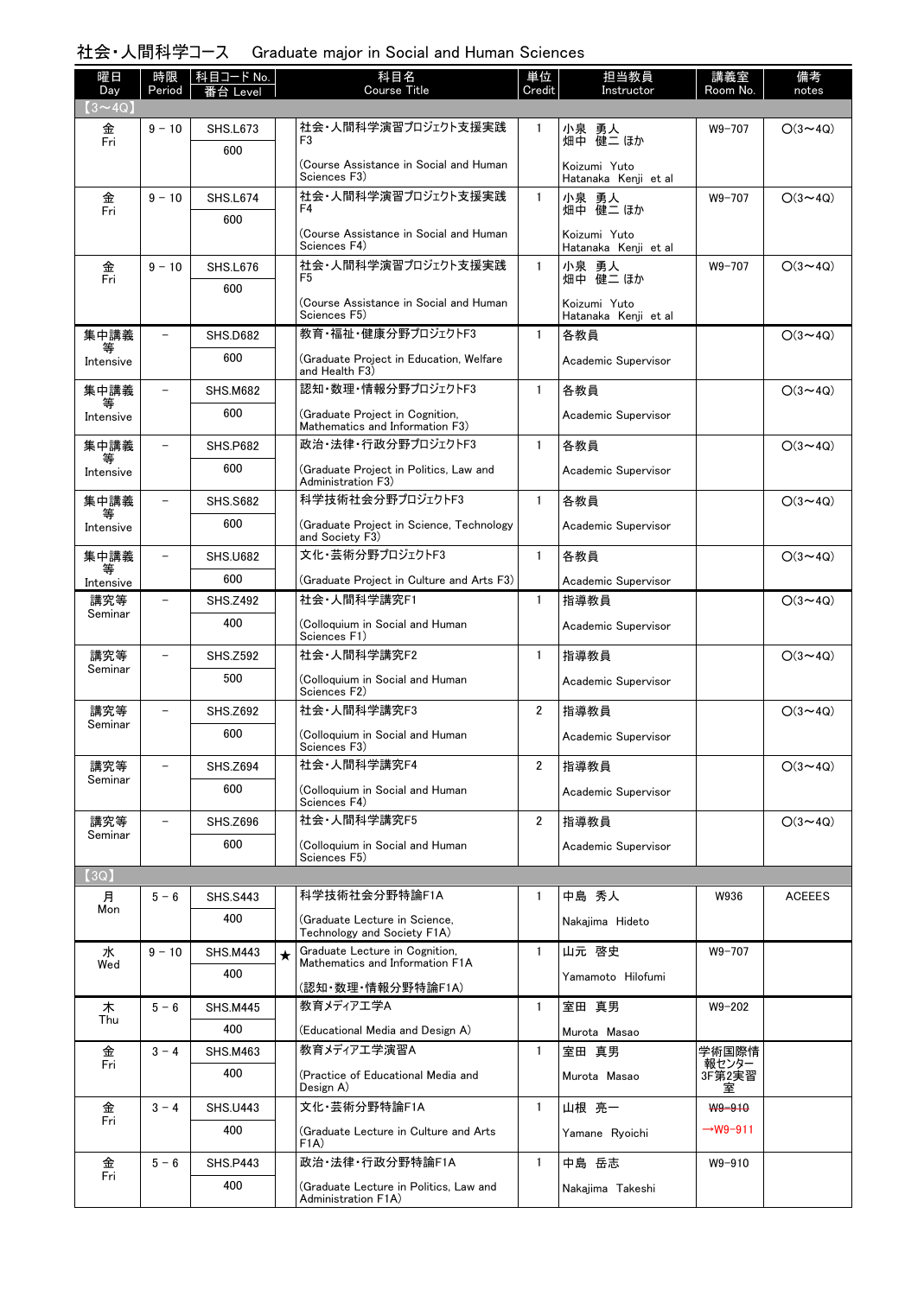## 社会・人間科学コース　Graduate major in Social and Human Sciences

| 曜日 Day | 時限 Period | 科目コード No. 番台 Level | | 科目名 Course Title | 単位 Credit | 担当教員 Instructor | 講義室 Room No. | 備考 notes |
|---|---|---|---|---|---|---|---|---|
| 【3～4Q】 | | | | | | | | |
| 金 Fri | 9 － 10 | SHS.L673 600 | | 社会・人間科学演習プロジェクト支援実践F3 (Course Assistance in Social and Human Sciences F3) | 1 | 小泉 勇人 畑中 健二 ほか Koizumi Yuto Hatanaka Kenji et al | W9-707 | ○(3～4Q) |
| 金 Fri | 9 － 10 | SHS.L674 600 | | 社会・人間科学演習プロジェクト支援実践F4 (Course Assistance in Social and Human Sciences F4) | 1 | 小泉 勇人 畑中 健二 ほか Koizumi Yuto Hatanaka Kenji et al | W9-707 | ○(3～4Q) |
| 金 Fri | 9 － 10 | SHS.L676 600 | | 社会・人間科学演習プロジェクト支援実践F5 (Course Assistance in Social and Human Sciences F5) | 1 | 小泉 勇人 畑中 健二 ほか Koizumi Yuto Hatanaka Kenji et al | W9-707 | ○(3～4Q) |
| 集中講義等 Intensive | － | SHS.D682 600 | | 教育・福祉・健康分野プロジェクトF3 (Graduate Project in Education, Welfare and Health F3) | 1 | 各教員 Academic Supervisor | | ○(3～4Q) |
| 集中講義等 Intensive | － | SHS.M682 600 | | 認知・数理・情報分野プロジェクトF3 (Graduate Project in Cognition, Mathematics and Information F3) | 1 | 各教員 Academic Supervisor | | ○(3～4Q) |
| 集中講義等 Intensive | － | SHS.P682 600 | | 政治・法律・行政分野プロジェクトF3 (Graduate Project in Politics, Law and Administration F3) | 1 | 各教員 Academic Supervisor | | ○(3～4Q) |
| 集中講義等 Intensive | － | SHS.S682 600 | | 科学技術社会分野プロジェクトF3 (Graduate Project in Science, Technology and Society F3) | 1 | 各教員 Academic Supervisor | | ○(3～4Q) |
| 集中講義等 Intensive | － | SHS.U682 600 | | 文化・芸術分野プロジェクトF3 (Graduate Project in Culture and Arts F3) | 1 | 各教員 Academic Supervisor | | ○(3～4Q) |
| 講究等 Seminar | － | SHS.Z492 400 | | 社会・人間科学講究F1 (Colloquium in Social and Human Sciences F1) | 1 | 指導教員 Academic Supervisor | | ○(3～4Q) |
| 講究等 Seminar | － | SHS.Z592 500 | | 社会・人間科学講究F2 (Colloquium in Social and Human Sciences F2) | 1 | 指導教員 Academic Supervisor | | ○(3～4Q) |
| 講究等 Seminar | － | SHS.Z692 600 | | 社会・人間科学講究F3 (Colloquium in Social and Human Sciences F3) | 2 | 指導教員 Academic Supervisor | | ○(3～4Q) |
| 講究等 Seminar | － | SHS.Z694 600 | | 社会・人間科学講究F4 (Colloquium in Social and Human Sciences F4) | 2 | 指導教員 Academic Supervisor | | ○(3～4Q) |
| 講究等 Seminar | － | SHS.Z696 600 | | 社会・人間科学講究F5 (Colloquium in Social and Human Sciences F5) | 2 | 指導教員 Academic Supervisor | | ○(3～4Q) |
| 【3Q】 | | | | | | | | |
| 月 Mon | 5 － 6 | SHS.S443 400 | | 科学技術社会分野特論F1A (Graduate Lecture in Science, Technology and Society F1A) | 1 | 中島 秀人 Nakajima Hideto | W936 | ACEEES |
| 水 Wed | 9 － 10 | SHS.M443 400 | ★ | Graduate Lecture in Cognition, Mathematics and Information F1A (認知・数理・情報分野特論F1A) | 1 | 山元 啓史 Yamamoto Hilofumi | W9-707 | |
| 木 Thu | 5 － 6 | SHS.M445 400 | | 教育メディア工学A (Educational Media and Design A) | 1 | 室田 真男 Murota Masao | W9-202 | |
| 金 Fri | 3 － 4 | SHS.M463 400 | | 教育メディア工学演習A (Practice of Educational Media and Design A) | 1 | 室田 真男 Murota Masao | 学術国際情報センター3F第2実習室 | |
| 金 Fri | 3 － 4 | SHS.U443 400 | | 文化・芸術分野特論F1A (Graduate Lecture in Culture and Arts F1A) | 1 | 山根 亮一 Yamane Ryoichi | ~~W9-910~~ →W9-911 | |
| 金 Fri | 5 － 6 | SHS.P443 400 | | 政治・法律・行政分野特論F1A (Graduate Lecture in Politics, Law and Administration F1A) | 1 | 中島 岳志 Nakajima Takeshi | W9-910 | |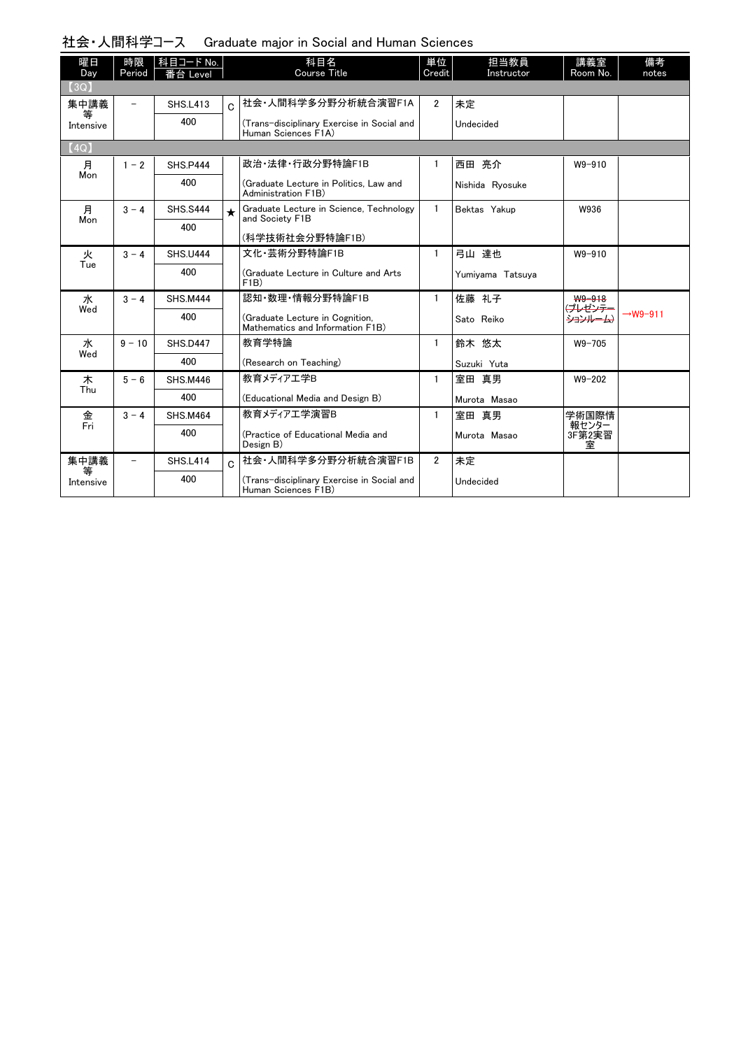## 社会・人間科学コース　Graduate major in Social and Human Sciences

| 曜日 Day | 時限 Period | 科目コード No. 番台 Level | | 科目名 Course Title | 単位 Credit | 担当教員 Instructor | 講義室 Room No. | 備考 notes |
|---|---|---|---|---|---|---|---|---|
| 【3Q】 | | | | | | | | |
| 集中講義等 Intensive | － | SHS.L413 400 | C | 社会・人間科学多分野分析統合演習F1A (Trans-disciplinary Exercise in Social and Human Sciences F1A) | 2 | 未定 Undecided | | |
| 【4Q】 | | | | | | | | |
| 月 Mon | 1 － 2 | SHS.P444 400 | | 政治・法律・行政分野特論F1B (Graduate Lecture in Politics, Law and Administration F1B) | 1 | 西田 亮介 Nishida Ryosuke | W9-910 | |
| 月 Mon | 3 － 4 | SHS.S444 400 | ★ | Graduate Lecture in Science, Technology and Society F1B (科学技術社会分野特論F1B) | 1 | Bektas Yakup | W936 | |
| 火 Tue | 3 － 4 | SHS.U444 400 | | 文化・芸術分野特論F1B (Graduate Lecture in Culture and Arts F1B) | 1 | 弓山 達也 Yumiyama Tatsuya | W9-910 | |
| 水 Wed | 3 － 4 | SHS.M444 400 | | 認知・数理・情報分野特論F1B (Graduate Lecture in Cognition, Mathematics and Information F1B) | 1 | 佐藤 礼子 Sato Reiko | ~~W9-918 (プレゼンテーションルーム)~~ | →W9-911 |
| 水 Wed | 9 － 10 | SHS.D447 400 | | 教育学特論 (Research on Teaching) | 1 | 鈴木 悠太 Suzuki Yuta | W9-705 | |
| 木 Thu | 5 － 6 | SHS.M446 400 | | 教育メディア工学B (Educational Media and Design B) | 1 | 室田 真男 Murota Masao | W9-202 | |
| 金 Fri | 3 － 4 | SHS.M464 400 | | 教育メディア工学演習B (Practice of Educational Media and Design B) | 1 | 室田 真男 Murota Masao | 学術国際情報センター3F第2実習室 | |
| 集中講義等 Intensive | － | SHS.L414 400 | C | 社会・人間科学多分野分析統合演習F1B (Trans-disciplinary Exercise in Social and Human Sciences F1B) | 2 | 未定 Undecided | | |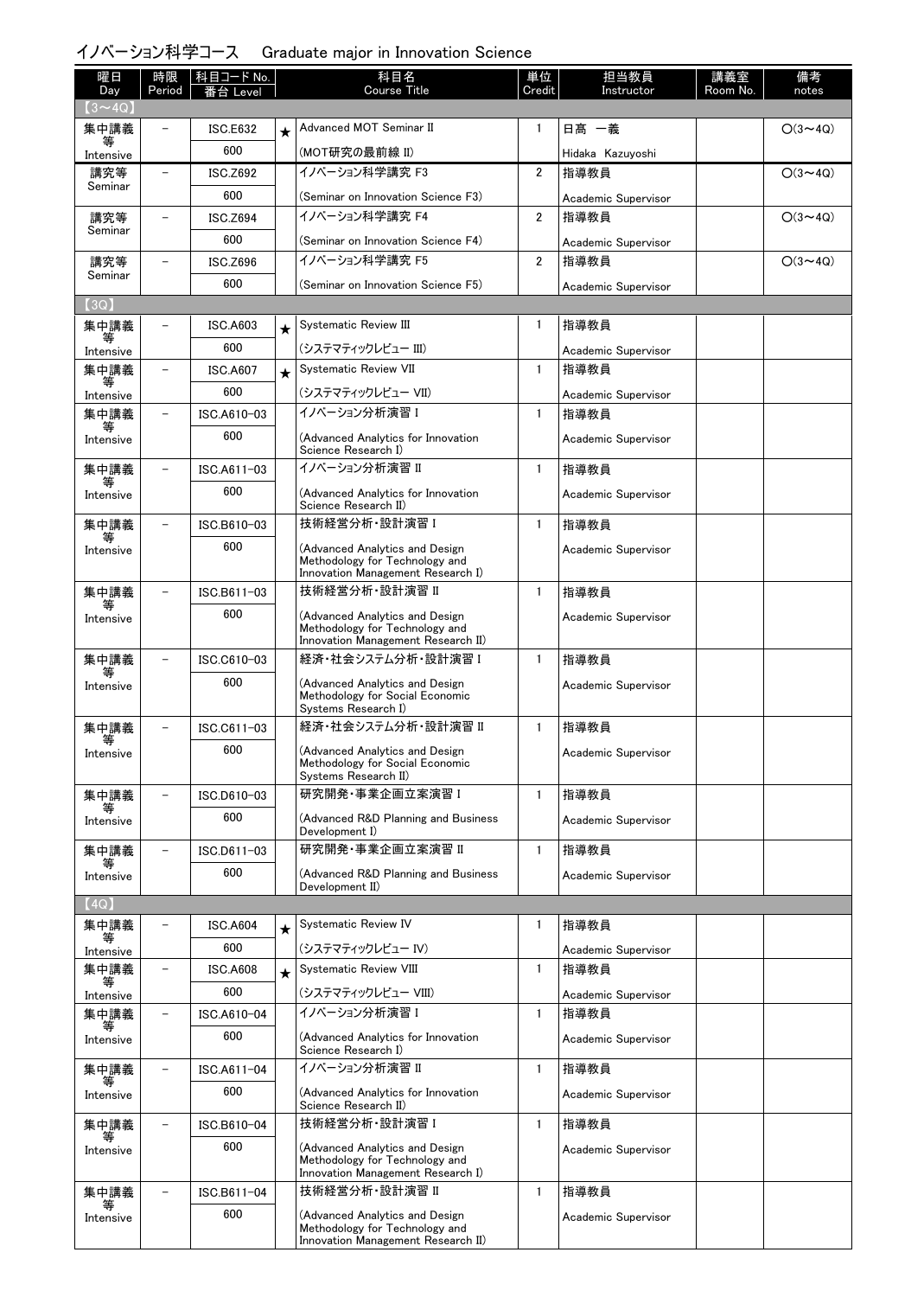## イノベーション科学コース　Graduate major in Innovation Science

| 曜日 Day | 時限 Period | 科目コード No. 番台 Level | | 科目名 Course Title | 単位 Credit | 担当教員 Instructor | 講義室 Room No. | 備考 notes |
|---|---|---|---|---|---|---|---|---|
| 【3～4Q】 | | | | | | | | |
| 集中講義等 Intensive | － | ISC.E632 600 | ★ | Advanced MOT Seminar II (MOT研究の最前線 II) | 1 | 日髙 一義 Hidaka Kazuyoshi | | ○(3～4Q) |
| 講究等 Seminar | － | ISC.Z692 600 | | イノベーション科学講究 F3 (Seminar on Innovation Science F3) | 2 | 指導教員 Academic Supervisor | | ○(3～4Q) |
| 講究等 Seminar | － | ISC.Z694 600 | | イノベーション科学講究 F4 (Seminar on Innovation Science F4) | 2 | 指導教員 Academic Supervisor | | ○(3～4Q) |
| 講究等 Seminar | － | ISC.Z696 600 | | イノベーション科学講究 F5 (Seminar on Innovation Science F5) | 2 | 指導教員 Academic Supervisor | | ○(3～4Q) |
| 【3Q】 | | | | | | | | |
| 集中講義等 Intensive | － | ISC.A603 600 | ★ | Systematic Review III (システマティックレビュー III) | 1 | 指導教員 Academic Supervisor | | |
| 集中講義等 Intensive | － | ISC.A607 600 | ★ | Systematic Review VII (システマティックレビュー VII) | 1 | 指導教員 Academic Supervisor | | |
| 集中講義等 Intensive | － | ISC.A610-03 600 | | イノベーション分析演習 I (Advanced Analytics for Innovation Science Research I) | 1 | 指導教員 Academic Supervisor | | |
| 集中講義等 Intensive | － | ISC.A611-03 600 | | イノベーション分析演習 II (Advanced Analytics for Innovation Science Research II) | 1 | 指導教員 Academic Supervisor | | |
| 集中講義等 Intensive | － | ISC.B610-03 600 | | 技術経営分析・設計演習 I (Advanced Analytics and Design Methodology for Technology and Innovation Management Research I) | 1 | 指導教員 Academic Supervisor | | |
| 集中講義等 Intensive | － | ISC.B611-03 600 | | 技術経営分析・設計演習 II (Advanced Analytics and Design Methodology for Technology and Innovation Management Research II) | 1 | 指導教員 Academic Supervisor | | |
| 集中講義等 Intensive | － | ISC.C610-03 600 | | 経済・社会システム分析・設計演習 I (Advanced Analytics and Design Methodology for Social Economic Systems Research I) | 1 | 指導教員 Academic Supervisor | | |
| 集中講義等 Intensive | － | ISC.C611-03 600 | | 経済・社会システム分析・設計演習 II (Advanced Analytics and Design Methodology for Social Economic Systems Research II) | 1 | 指導教員 Academic Supervisor | | |
| 集中講義等 Intensive | － | ISC.D610-03 600 | | 研究開発・事業企画立案演習 I (Advanced R&D Planning and Business Development I) | 1 | 指導教員 Academic Supervisor | | |
| 集中講義等 Intensive | － | ISC.D611-03 600 | | 研究開発・事業企画立案演習 II (Advanced R&D Planning and Business Development II) | 1 | 指導教員 Academic Supervisor | | |
| 【4Q】 | | | | | | | | |
| 集中講義等 Intensive | － | ISC.A604 600 | ★ | Systematic Review IV (システマティックレビュー IV) | 1 | 指導教員 Academic Supervisor | | |
| 集中講義等 Intensive | － | ISC.A608 600 | ★ | Systematic Review VIII (システマティックレビュー VIII) | 1 | 指導教員 Academic Supervisor | | |
| 集中講義等 Intensive | － | ISC.A610-04 600 | | イノベーション分析演習 I (Advanced Analytics for Innovation Science Research I) | 1 | 指導教員 Academic Supervisor | | |
| 集中講義等 Intensive | － | ISC.A611-04 600 | | イノベーション分析演習 II (Advanced Analytics for Innovation Science Research II) | 1 | 指導教員 Academic Supervisor | | |
| 集中講義等 Intensive | － | ISC.B610-04 600 | | 技術経営分析・設計演習 I (Advanced Analytics and Design Methodology for Technology and Innovation Management Research I) | 1 | 指導教員 Academic Supervisor | | |
| 集中講義等 Intensive | － | ISC.B611-04 600 | | 技術経営分析・設計演習 II (Advanced Analytics and Design Methodology for Technology and Innovation Management Research II) | 1 | 指導教員 Academic Supervisor | | |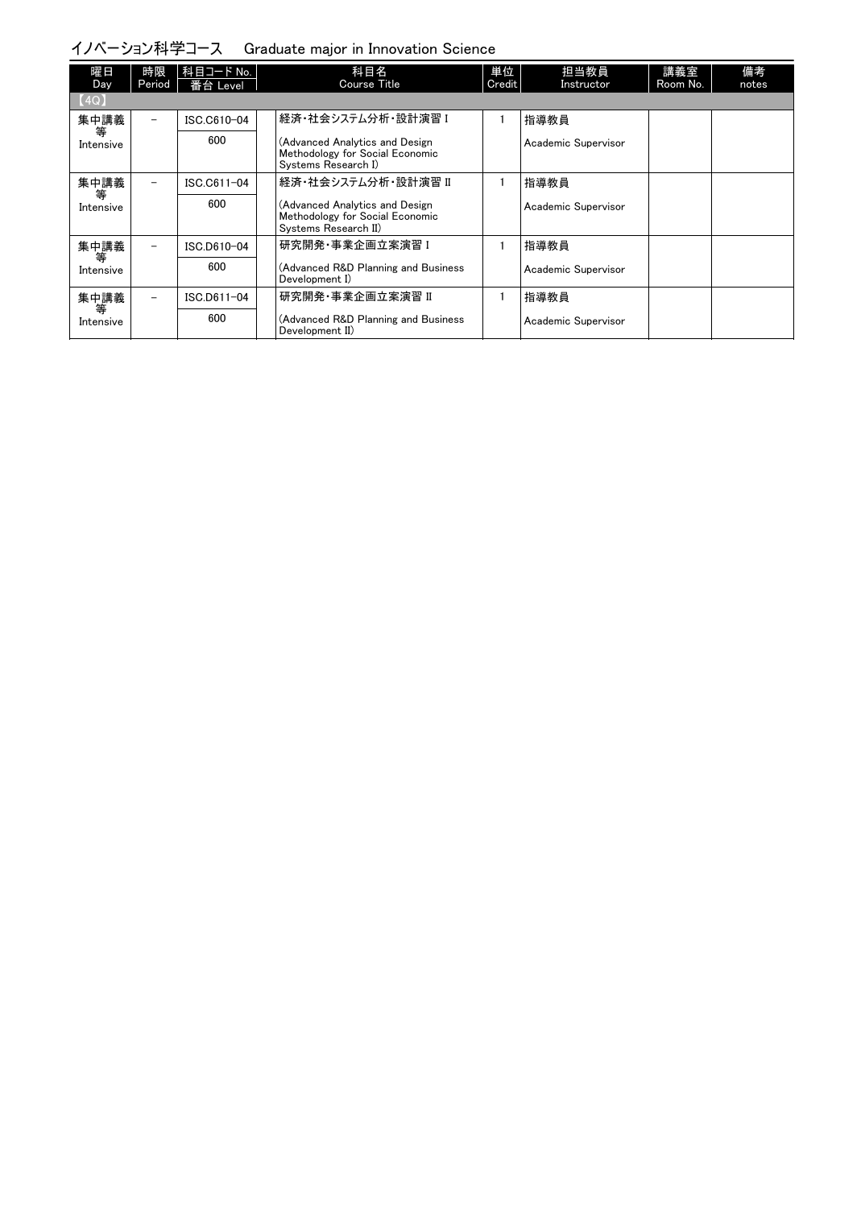## イノベーション科学コース　Graduate major in Innovation Science

| 曜日 Day | 時限 Period | 科目コード No. 番台 Level | 科目名 Course Title | 単位 Credit | 担当教員 Instructor | 講義室 Room No. | 備考 notes |
|---|---|---|---|---|---|---|---|
| 【4Q】 | | | | | | | |
| 集中講義等 Intensive | － | ISC.C610-04 600 | 経済・社会システム分析・設計演習 I (Advanced Analytics and Design Methodology for Social Economic Systems Research I) | 1 | 指導教員 Academic Supervisor | | |
| 集中講義等 Intensive | － | ISC.C611-04 600 | 経済・社会システム分析・設計演習 II (Advanced Analytics and Design Methodology for Social Economic Systems Research II) | 1 | 指導教員 Academic Supervisor | | |
| 集中講義等 Intensive | － | ISC.D610-04 600 | 研究開発・事業企画立案演習 I (Advanced R&D Planning and Business Development I) | 1 | 指導教員 Academic Supervisor | | |
| 集中講義等 Intensive | － | ISC.D611-04 600 | 研究開発・事業企画立案演習 II (Advanced R&D Planning and Business Development II) | 1 | 指導教員 Academic Supervisor | | |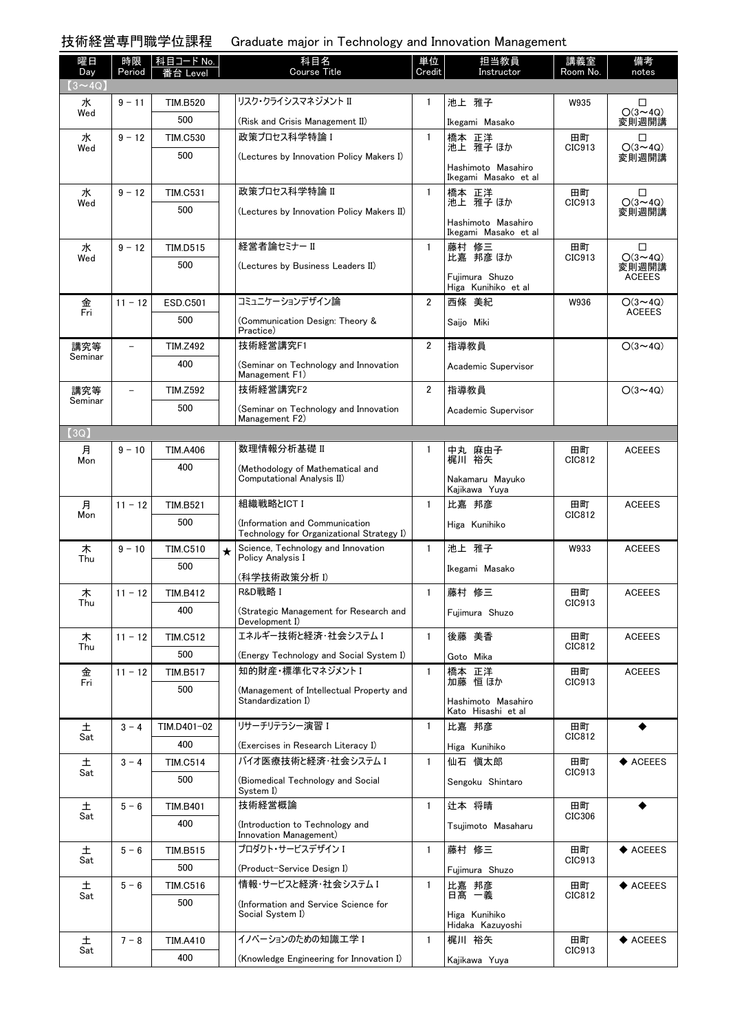# 技術経営専門職学位課程　Graduate major in Technology and Innovation Management

| 曜日 Day | 時限 Period | 科目コード No. 番台 Level | | 科目名 Course Title | 単位 Credit | 担当教員 Instructor | 講義室 Room No. | 備考 notes |
|---|---|---|---|---|---|---|---|---|
| 【3～4Q】 | | | | | | | | |
| 水 Wed | 9 - 11 | TIM.B520 500 | | リスク・クライシスマネジメント II (Risk and Crisis Management II) | 1 | 池上 雅子 Ikegami Masako | W935 | □ ○(3～4Q) 変則週開講 |
| 水 Wed | 9 - 12 | TIM.C530 500 | | 政策プロセス科学特論 I (Lectures by Innovation Policy Makers I) | 1 | 橋本 正洋 池上 雅子 ほか Hashimoto Masahiro Ikegami Masako et al | 田町 CIC913 | □ ○(3～4Q) 変則週開講 |
| 水 Wed | 9 - 12 | TIM.C531 500 | | 政策プロセス科学特論 II (Lectures by Innovation Policy Makers II) | 1 | 橋本 正洋 池上 雅子 ほか Hashimoto Masahiro Ikegami Masako et al | 田町 CIC913 | □ ○(3～4Q) 変則週開講 |
| 水 Wed | 9 - 12 | TIM.D515 500 | | 経営者論セミナー II (Lectures by Business Leaders II) | 1 | 藤村 修三 比嘉 邦彦 ほか Fujimura Shuzo Higa Kunihiko et al | 田町 CIC913 | □ ○(3～4Q) 変則週開講 ACEEES |
| 金 Fri | 11 - 12 | ESD.C501 500 | | コミュニケーションデザイン論 (Communication Design: Theory & Practice) | 2 | 西條 美紀 Saijo Miki | W936 | ○(3～4Q) ACEEES |
| 講究等 Seminar | – | TIM.Z492 400 | | 技術経営講究F1 (Seminar on Technology and Innovation Management F1) | 2 | 指導教員 Academic Supervisor | | ○(3～4Q) |
| 講究等 Seminar | – | TIM.Z592 500 | | 技術経営講究F2 (Seminar on Technology and Innovation Management F2) | 2 | 指導教員 Academic Supervisor | | ○(3～4Q) |
| 【3Q】 | | | | | | | | |
| 月 Mon | 9 - 10 | TIM.A406 400 | | 数理情報分析基礎 II (Methodology of Mathematical and Computational Analysis II) | 1 | 中丸 麻由子 梶川 裕矢 Nakamaru Mayuko Kajikawa Yuya | 田町 CIC812 | ACEEES |
| 月 Mon | 11 - 12 | TIM.B521 500 | | 組織戦略とICT I (Information and Communication Technology for Organizational Strategy I) | 1 | 比嘉 邦彦 Higa Kunihiko | 田町 CIC812 | ACEEES |
| 木 Thu | 9 - 10 | TIM.C510 500 | ★ | Science, Technology and Innovation Policy Analysis I (科学技術政策分析 I) | 1 | 池上 雅子 Ikegami Masako | W933 | ACEEES |
| 木 Thu | 11 - 12 | TIM.B412 400 | | R&D戦略 I (Strategic Management for Research and Development I) | 1 | 藤村 修三 Fujimura Shuzo | 田町 CIC913 | ACEEES |
| 木 Thu | 11 - 12 | TIM.C512 500 | | エネルギー技術と経済・社会システム I (Energy Technology and Social System I) | 1 | 後藤 美香 Goto Mika | 田町 CIC812 | ACEEES |
| 金 Fri | 11 - 12 | TIM.B517 500 | | 知的財産・標準化マネジメント I (Management of Intellectual Property and Standardization I) | 1 | 橋本 正洋 加藤 恒 ほか Hashimoto Masahiro Kato Hisashi et al | 田町 CIC913 | ACEEES |
| 土 Sat | 3 - 4 | TIM.D401-02 400 | | リサーチリテラシー演習 I (Exercises in Research Literacy I) | 1 | 比嘉 邦彦 Higa Kunihiko | 田町 CIC812 | ◆ |
| 土 Sat | 3 - 4 | TIM.C514 500 | | バイオ医療技術と経済・社会システム I (Biomedical Technology and Social System I) | 1 | 仙石 慎太郎 Sengoku Shintaro | 田町 CIC913 | ◆ ACEEES |
| 土 Sat | 5 - 6 | TIM.B401 400 | | 技術経営概論 (Introduction to Technology and Innovation Management) | 1 | 辻本 将晴 Tsujimoto Masaharu | 田町 CIC306 | ◆ |
| 土 Sat | 5 - 6 | TIM.B515 500 | | プロダクト・サービスデザイン I (Product-Service Design I) | 1 | 藤村 修三 Fujimura Shuzo | 田町 CIC913 | ◆ ACEEES |
| 土 Sat | 5 - 6 | TIM.C516 500 | | 情報・サービスと経済・社会システム I (Information and Service Science for Social System I) | 1 | 比嘉 邦彦 日高 一義 Higa Kunihiko Hidaka Kazuyoshi | 田町 CIC812 | ◆ ACEEES |
| 土 Sat | 7 - 8 | TIM.A410 400 | | イノベーションのための知識工学 I (Knowledge Engineering for Innovation I) | 1 | 梶川 裕矢 Kajikawa Yuya | 田町 CIC913 | ◆ ACEEES |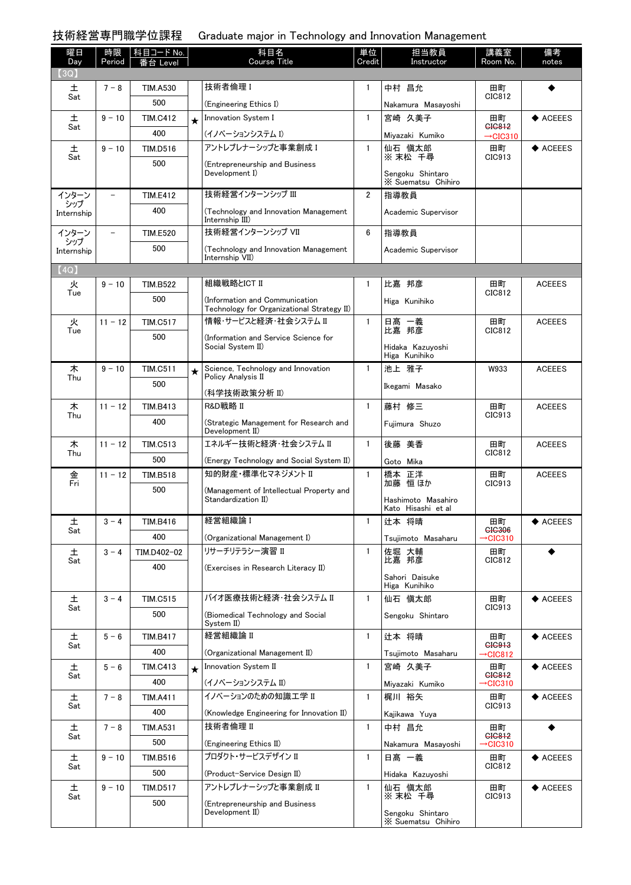# 技術経営専門職学位課程　Graduate major in Technology and Innovation Management

| 曜日 Day | 時限 Period | 科目コード No. 番台 Level | | 科目名 Course Title | 単位 Credit | 担当教員 Instructor | 講義室 Room No. | 備考 notes |
|---|---|---|---|---|---|---|---|---|
| 【3Q】 | | | | | | | | |
| 土 Sat | 7－8 | TIM.A530 500 | | 技術者倫理 I (Engineering Ethics I) | 1 | 中村 昌允 Nakamura Masayoshi | 田町 CIC812 | ◆ |
| 土 Sat | 9－10 | TIM.C412 400 | ★ | Innovation System I (イノベーションシステム I) | 1 | 宮崎 久美子 Miyazaki Kumiko | 田町 ~~CIC812~~ →CIC310 | ◆ ACEEES |
| 土 Sat | 9－10 | TIM.D516 500 | | アントレプレナーシップと事業創成 I (Entrepreneurship and Business Development I) | 1 | 仙石 慎太郎 ※ 末松 千尋 Sengoku Shintaro ※ Suematsu Chihiro | 田町 CIC913 | ◆ ACEEES |
| インターンシップ Internship | － | TIM.E412 400 | | 技術経営インターンシップ III (Technology and Innovation Management Internship III) | 2 | 指導教員 Academic Supervisor | | |
| インターンシップ Internship | － | TIM.E520 500 | | 技術経営インターンシップ VII (Technology and Innovation Management Internship VII) | 6 | 指導教員 Academic Supervisor | | |
| 【4Q】 | | | | | | | | |
| 火 Tue | 9－10 | TIM.B522 500 | | 組織戦略とICT II (Information and Communication Technology for Organizational Strategy II) | 1 | 比嘉 邦彦 Higa Kunihiko | 田町 CIC812 | ACEEES |
| 火 Tue | 11－12 | TIM.C517 500 | | 情報･サービスと経済･社会システム II (Information and Service Science for Social System II) | 1 | 日高 一義 比嘉 邦彦 Hidaka Kazuyoshi Higa Kunihiko | 田町 CIC812 | ACEEES |
| 木 Thu | 9－10 | TIM.C511 500 | ★ | Science, Technology and Innovation Policy Analysis II (科学技術政策分析 II) | 1 | 池上 雅子 Ikegami Masako | W933 | ACEEES |
| 木 Thu | 11－12 | TIM.B413 400 | | R&D戦略 II (Strategic Management for Research and Development II) | 1 | 藤村 修三 Fujimura Shuzo | 田町 CIC913 | ACEEES |
| 木 Thu | 11－12 | TIM.C513 500 | | エネルギー技術と経済･社会システム II (Energy Technology and Social System II) | 1 | 後藤 美香 Goto Mika | 田町 CIC812 | ACEEES |
| 金 Fri | 11－12 | TIM.B518 500 | | 知的財産･標準化マネジメント II (Management of Intellectual Property and Standardization II) | 1 | 橋本 正洋 加藤 恒 ほか Hashimoto Masahiro Kato Hisashi et al | 田町 CIC913 | ACEEES |
| 土 Sat | 3－4 | TIM.B416 400 | | 経営組織論 I (Organizational Management I) | 1 | 辻本 将晴 Tsujimoto Masaharu | 田町 ~~CIC306~~ →CIC310 | ◆ ACEEES |
| 土 Sat | 3－4 | TIM.D402-02 400 | | リサーチリテラシー演習 II (Exercises in Research Literacy II) | 1 | 佐堀 大輔 比嘉 邦彦 Sahori Daisuke Higa Kunihiko | 田町 CIC812 | ◆ |
| 土 Sat | 3－4 | TIM.C515 500 | | バイオ医療技術と経済･社会システム II (Biomedical Technology and Social System II) | 1 | 仙石 慎太郎 Sengoku Shintaro | 田町 CIC913 | ◆ ACEEES |
| 土 Sat | 5－6 | TIM.B417 400 | | 経営組織論 II (Organizational Management II) | 1 | 辻本 将晴 Tsujimoto Masaharu | 田町 ~~CIC913~~ →CIC812 | ◆ ACEEES |
| 土 Sat | 5－6 | TIM.C413 400 | ★ | Innovation System II (イノベーションシステム II) | 1 | 宮崎 久美子 Miyazaki Kumiko | 田町 ~~CIC812~~ →CIC310 | ◆ ACEEES |
| 土 Sat | 7－8 | TIM.A411 400 | | イノベーションのための知識工学 II (Knowledge Engineering for Innovation II) | 1 | 梶川 裕矢 Kajikawa Yuya | 田町 CIC913 | ◆ ACEEES |
| 土 Sat | 7－8 | TIM.A531 500 | | 技術者倫理 II (Engineering Ethics II) | 1 | 中村 昌允 Nakamura Masayoshi | 田町 ~~CIC812~~ →CIC310 | ◆ |
| 土 Sat | 9－10 | TIM.B516 500 | | プロダクト･サービスデザイン II (Product-Service Design II) | 1 | 日高 一義 Hidaka Kazuyoshi | 田町 CIC812 | ◆ ACEEES |
| 土 Sat | 9－10 | TIM.D517 500 | | アントレプレナーシップと事業創成 II (Entrepreneurship and Business Development II) | 1 | 仙石 慎太郎 ※ 末松 千尋 Sengoku Shintaro ※ Suematsu Chihiro | 田町 CIC913 | ◆ ACEEES |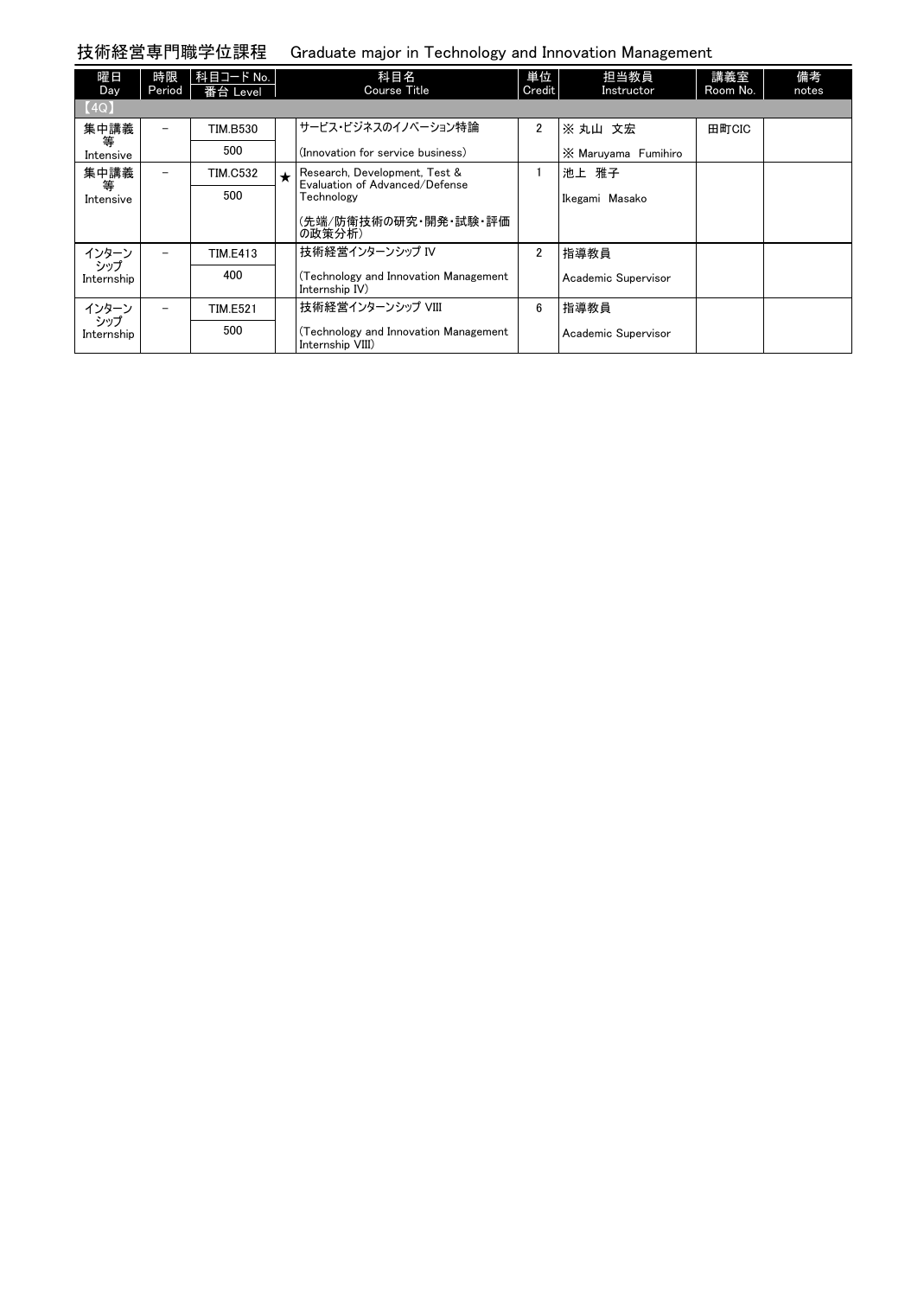# 技術経営専門職学位課程　Graduate major in Technology and Innovation Management

| 曜日 Day | 時限 Period | 科目コード No. 番台 Level | | 科目名 Course Title | 単位 Credit | 担当教員 Instructor | 講義室 Room No. | 備考 notes |
|---|---|---|---|---|---|---|---|---|
| 【4Q】 | | | | | | | | |
| 集中講義等 Intensive | － | TIM.B530 500 | | サービス・ビジネスのイノベーション特論 (Innovation for service business) | 2 | ※ 丸山　文宏 ※ Maruyama　Fumihiro | 田町CIC | |
| 集中講義等 Intensive | － | TIM.C532 500 | ★ | Research, Development, Test & Evaluation of Advanced/Defense Technology (先端/防衛技術の研究・開発・試験・評価の政策分析) | 1 | 池上　雅子 Ikegami　Masako | | |
| インターンシップ Internship | － | TIM.E413 400 | | 技術経営インターンシップ IV (Technology and Innovation Management Internship IV) | 2 | 指導教員 Academic Supervisor | | |
| インターンシップ Internship | － | TIM.E521 500 | | 技術経営インターンシップ VIII (Technology and Innovation Management Internship VIII) | 6 | 指導教員 Academic Supervisor | | |